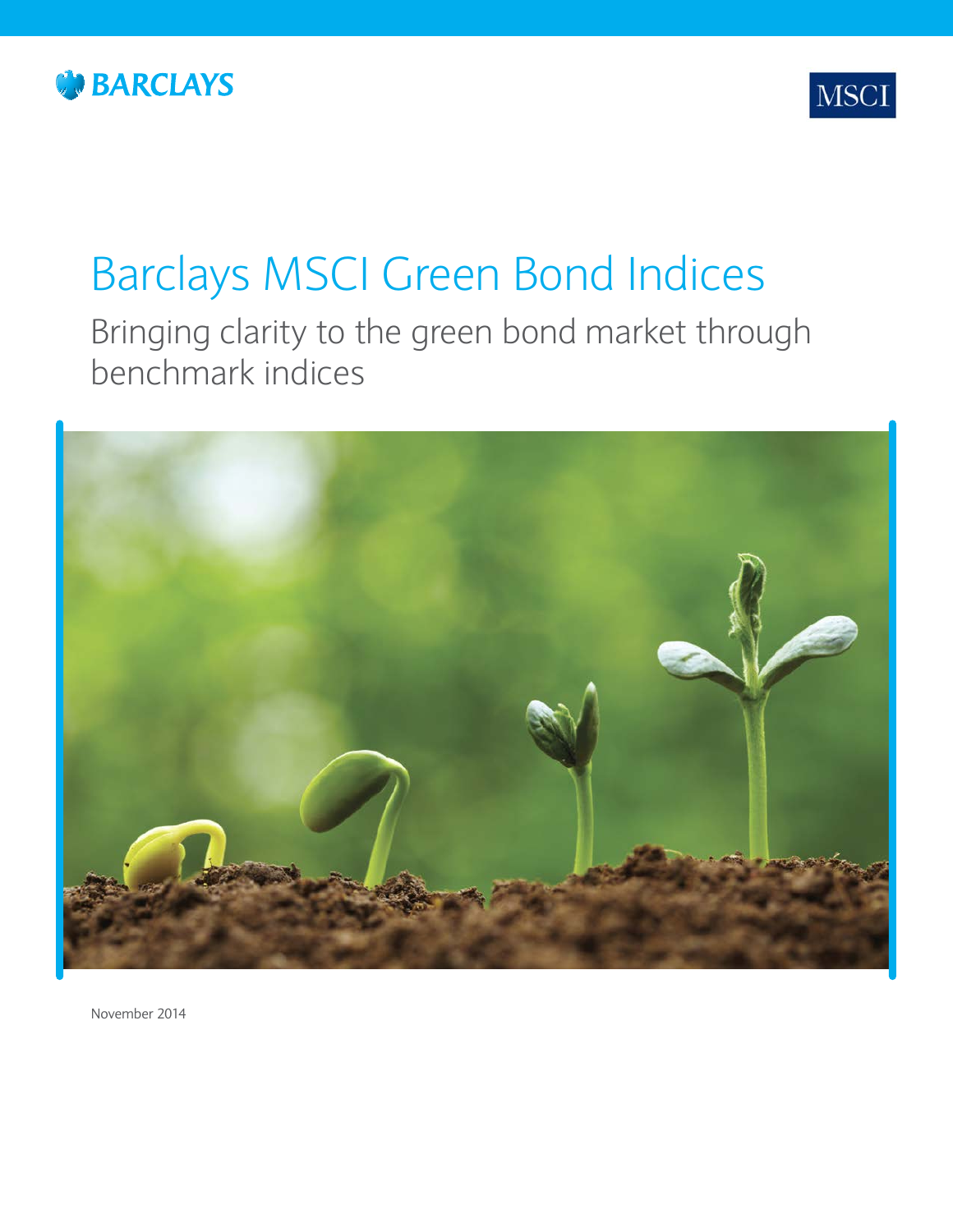BARCLAYS

MSCI

# Barclays MSCI Green Bond Indices

## Bringing clarity to the green bond market through benchmark indices

November 2014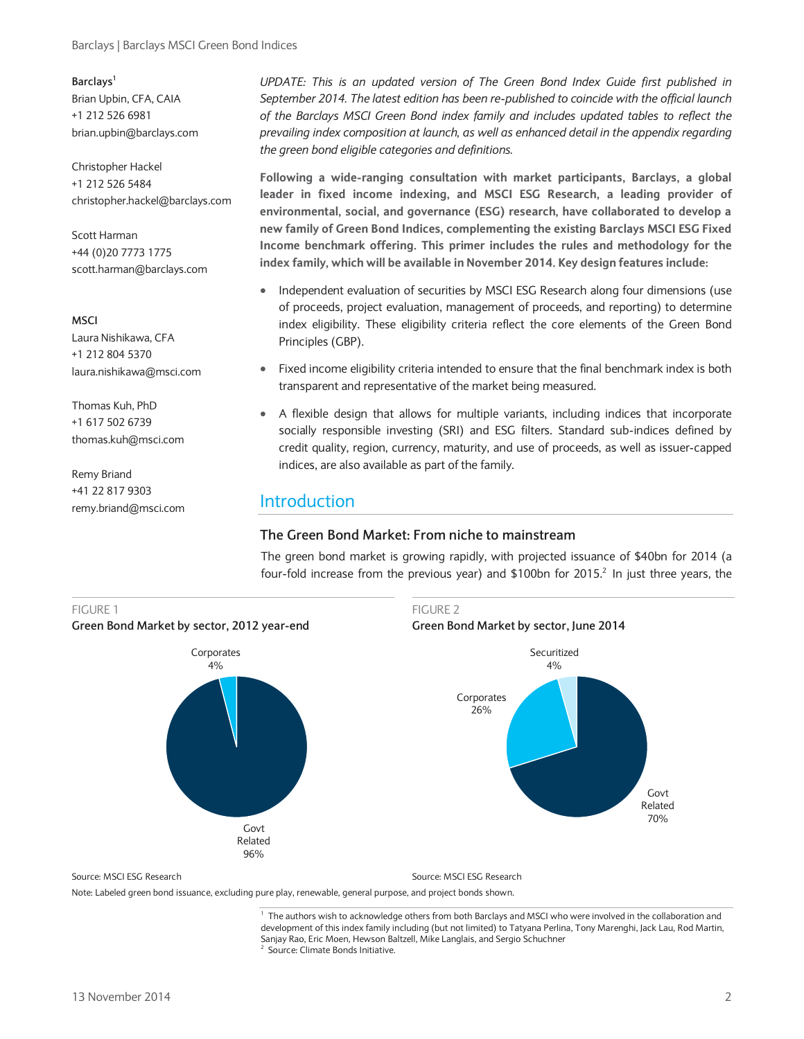**Barclays**[1]
Brian Upbin, CFA, CAIA
+1 212 526 6981
brian.upbin@barclays.com

Christopher Hackel
+1 212 526 5484
christopher.hackel@barclays.com

Scott Harman
+44 (0)20 7773 1775
scott.harman@barclays.com

**MSCI**
Laura Nishikawa, CFA
+1 212 804 5370
laura.nishikawa@msci.com

Thomas Kuh, PhD
+1 617 502 6739
thomas.kuh@msci.com

Remy Briand
+41 22 817 9303
remy.briand@msci.com

*UPDATE: This is an updated version of The Green Bond Index Guide first published in September 2014. The latest edition has been re-published to coincide with the official launch of the Barclays MSCI Green Bond index family and includes updated tables to reflect the prevailing index composition at launch, as well as enhanced detail in the appendix regarding the green bond eligible categories and definitions.*

**Following a wide-ranging consultation with market participants, Barclays, a global leader in fixed income indexing, and MSCI ESG Research, a leading provider of environmental, social, and governance (ESG) research, have collaborated to develop a new family of Green Bond Indices, complementing the existing Barclays MSCI ESG Fixed Income benchmark offering. This primer includes the rules and methodology for the index family, which will be available in November 2014. Key design features include:**

- Independent evaluation of securities by MSCI ESG Research along four dimensions (use of proceeds, project evaluation, management of proceeds, and reporting) to determine index eligibility. These eligibility criteria reflect the core elements of the Green Bond Principles (GBP).
- Fixed income eligibility criteria intended to ensure that the final benchmark index is both transparent and representative of the market being measured.
- A flexible design that allows for multiple variants, including indices that incorporate socially responsible investing (SRI) and ESG filters. Standard sub-indices defined by credit quality, region, currency, maturity, and use of proceeds, as well as issuer-capped indices, are also available as part of the family.

## Introduction

### The Green Bond Market: From niche to mainstream

The green bond market is growing rapidly, with projected issuance of \$40bn for 2014 (a four-fold increase from the previous year) and \$100bn for 2015.[2] In just three years, the

FIGURE 1
**Green Bond Market by sector, 2012 year-end**

| Sector | Share |
|---|---|
| Govt Related | 96% |
| Corporates | 4% |

Source: MSCI ESG Research

FIGURE 2
**Green Bond Market by sector, June 2014**

| Sector | Share |
|---|---|
| Govt Related | 70% |
| Corporates | 26% |
| Securitized | 4% |

Source: MSCI ESG Research

Note: Labeled green bond issuance, excluding pure play, renewable, general purpose, and project bonds shown.

[1] The authors wish to acknowledge others from both Barclays and MSCI who were involved in the collaboration and development of this index family including (but not limited) to Tatyana Perlina, Tony Marenghi, Jack Lau, Rod Martin, Sanjay Rao, Eric Moen, Hewson Baltzell, Mike Langlais, and Sergio Schuchner

[2] Source: Climate Bonds Initiative.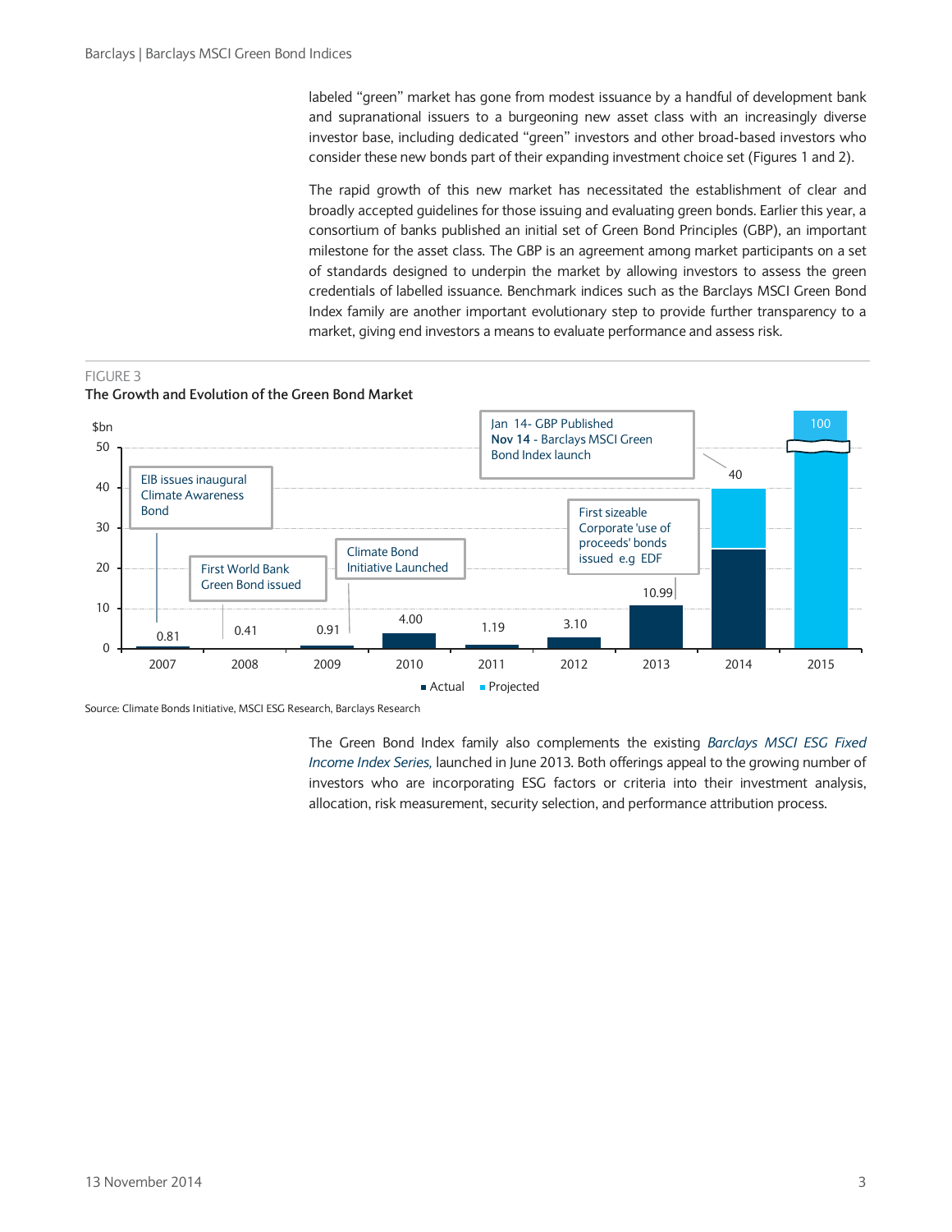labeled "green" market has gone from modest issuance by a handful of development bank and supranational issuers to a burgeoning new asset class with an increasingly diverse investor base, including dedicated "green" investors and other broad-based investors who consider these new bonds part of their expanding investment choice set (Figures 1 and 2).

The rapid growth of this new market has necessitated the establishment of clear and broadly accepted guidelines for those issuing and evaluating green bonds. Earlier this year, a consortium of banks published an initial set of Green Bond Principles (GBP), an important milestone for the asset class. The GBP is an agreement among market participants on a set of standards designed to underpin the market by allowing investors to assess the green credentials of labelled issuance. Benchmark indices such as the Barclays MSCI Green Bond Index family are another important evolutionary step to provide further transparency to a market, giving end investors a means to evaluate performance and assess risk.

FIGURE 3

**The Growth and Evolution of the Green Bond Market**

| Year | Issuance ($bn) | Type | Annotation |
|---|---|---|---|
| 2007 | 0.81 | Actual | EIB issues inaugural Climate Awareness Bond |
| 2008 | 0.41 | Actual | First World Bank Green Bond issued |
| 2009 | 0.91 | Actual | Climate Bond Initiative Launched |
| 2010 | 4.00 | Actual | |
| 2011 | 1.19 | Actual | |
| 2012 | 3.10 | Actual | |
| 2013 | 10.99 | Actual | First sizeable Corporate 'use of proceeds' bonds issued e.g EDF |
| 2014 | 40 | Actual / Projected | Jan 14- GBP Published; **Nov 14** - Barclays MSCI Green Bond Index launch |
| 2015 | 100 | Projected | |

Source: Climate Bonds Initiative, MSCI ESG Research, Barclays Research

The Green Bond Index family also complements the existing *Barclays MSCI ESG Fixed Income Index Series,* launched in June 2013. Both offerings appeal to the growing number of investors who are incorporating ESG factors or criteria into their investment analysis, allocation, risk measurement, security selection, and performance attribution process.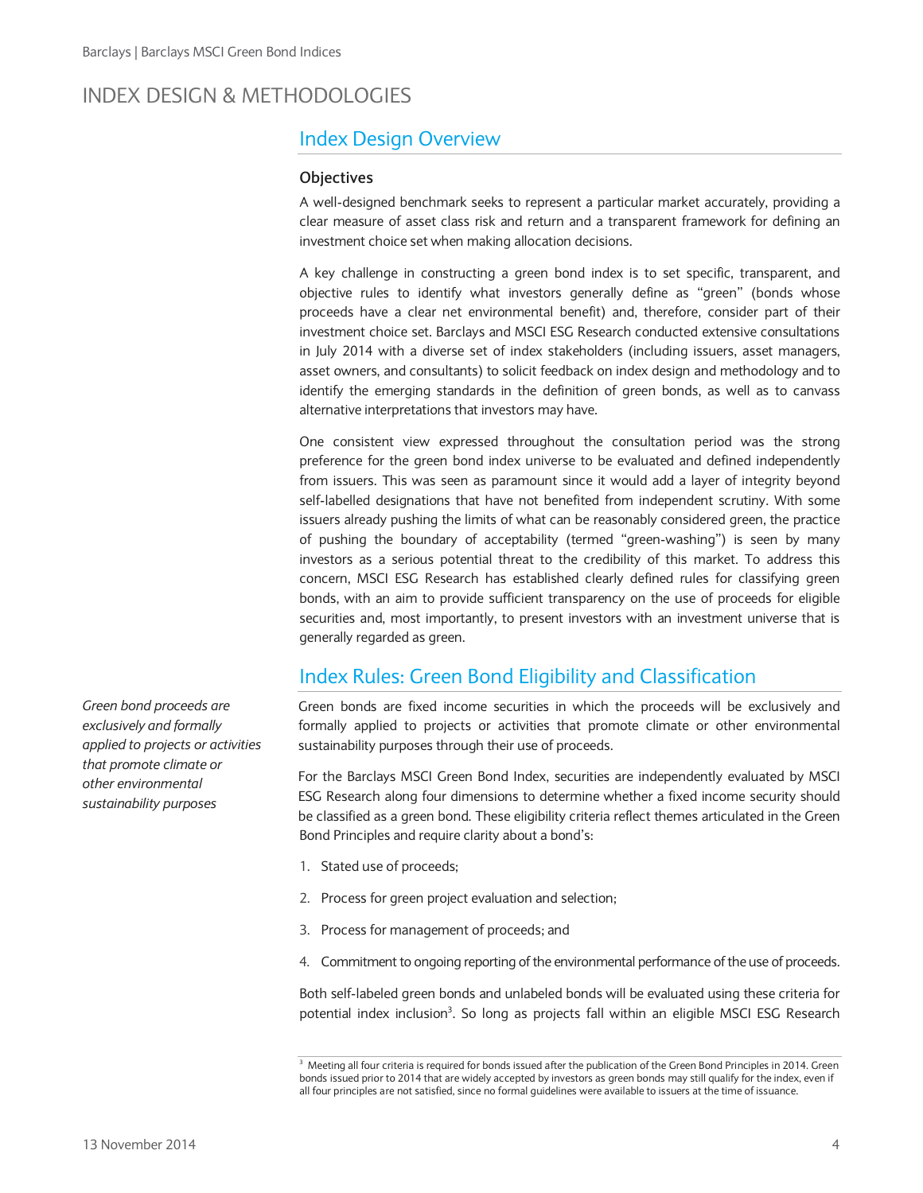# INDEX DESIGN & METHODOLOGIES

## Index Design Overview

### Objectives

A well-designed benchmark seeks to represent a particular market accurately, providing a clear measure of asset class risk and return and a transparent framework for defining an investment choice set when making allocation decisions.

A key challenge in constructing a green bond index is to set specific, transparent, and objective rules to identify what investors generally define as "green" (bonds whose proceeds have a clear net environmental benefit) and, therefore, consider part of their investment choice set. Barclays and MSCI ESG Research conducted extensive consultations in July 2014 with a diverse set of index stakeholders (including issuers, asset managers, asset owners, and consultants) to solicit feedback on index design and methodology and to identify the emerging standards in the definition of green bonds, as well as to canvass alternative interpretations that investors may have.

One consistent view expressed throughout the consultation period was the strong preference for the green bond index universe to be evaluated and defined independently from issuers. This was seen as paramount since it would add a layer of integrity beyond self-labelled designations that have not benefited from independent scrutiny. With some issuers already pushing the limits of what can be reasonably considered green, the practice of pushing the boundary of acceptability (termed "green-washing") is seen by many investors as a serious potential threat to the credibility of this market. To address this concern, MSCI ESG Research has established clearly defined rules for classifying green bonds, with an aim to provide sufficient transparency on the use of proceeds for eligible securities and, most importantly, to present investors with an investment universe that is generally regarded as green.

## Index Rules: Green Bond Eligibility and Classification

*Green bond proceeds are exclusively and formally applied to projects or activities that promote climate or other environmental sustainability purposes*

Green bonds are fixed income securities in which the proceeds will be exclusively and formally applied to projects or activities that promote climate or other environmental sustainability purposes through their use of proceeds.

For the Barclays MSCI Green Bond Index, securities are independently evaluated by MSCI ESG Research along four dimensions to determine whether a fixed income security should be classified as a green bond. These eligibility criteria reflect themes articulated in the Green Bond Principles and require clarity about a bond's:

1. Stated use of proceeds;
2. Process for green project evaluation and selection;
3. Process for management of proceeds; and
4. Commitment to ongoing reporting of the environmental performance of the use of proceeds.

Both self-labeled green bonds and unlabeled bonds will be evaluated using these criteria for potential index inclusion[3]. So long as projects fall within an eligible MSCI ESG Research

[3] Meeting all four criteria is required for bonds issued after the publication of the Green Bond Principles in 2014. Green bonds issued prior to 2014 that are widely accepted by investors as green bonds may still qualify for the index, even if all four principles are not satisfied, since no formal guidelines were available to issuers at the time of issuance.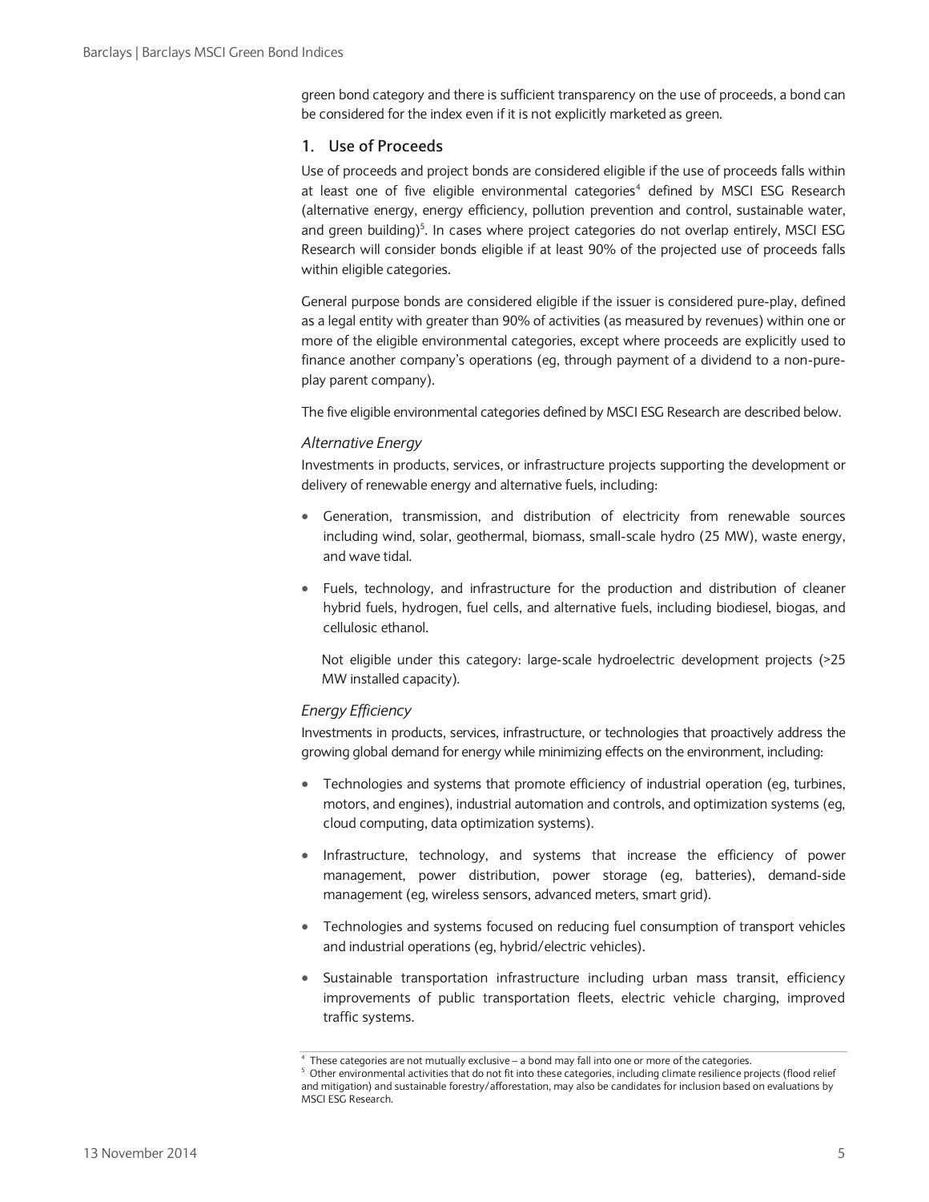green bond category and there is sufficient transparency on the use of proceeds, a bond can be considered for the index even if it is not explicitly marketed as green.

### 1. Use of Proceeds

Use of proceeds and project bonds are considered eligible if the use of proceeds falls within at least one of five eligible environmental categories[4] defined by MSCI ESG Research (alternative energy, energy efficiency, pollution prevention and control, sustainable water, and green building)[5]. In cases where project categories do not overlap entirely, MSCI ESG Research will consider bonds eligible if at least 90% of the projected use of proceeds falls within eligible categories.

General purpose bonds are considered eligible if the issuer is considered pure-play, defined as a legal entity with greater than 90% of activities (as measured by revenues) within one or more of the eligible environmental categories, except where proceeds are explicitly used to finance another company's operations (eg, through payment of a dividend to a non-pure-play parent company).

The five eligible environmental categories defined by MSCI ESG Research are described below.

*Alternative Energy*

Investments in products, services, or infrastructure projects supporting the development or delivery of renewable energy and alternative fuels, including:

- Generation, transmission, and distribution of electricity from renewable sources including wind, solar, geothermal, biomass, small-scale hydro (25 MW), waste energy, and wave tidal.
- Fuels, technology, and infrastructure for the production and distribution of cleaner hybrid fuels, hydrogen, fuel cells, and alternative fuels, including biodiesel, biogas, and cellulosic ethanol.

  Not eligible under this category: large-scale hydroelectric development projects (>25 MW installed capacity).

*Energy Efficiency*

Investments in products, services, infrastructure, or technologies that proactively address the growing global demand for energy while minimizing effects on the environment, including:

- Technologies and systems that promote efficiency of industrial operation (eg, turbines, motors, and engines), industrial automation and controls, and optimization systems (eg, cloud computing, data optimization systems).
- Infrastructure, technology, and systems that increase the efficiency of power management, power distribution, power storage (eg, batteries), demand-side management (eg, wireless sensors, advanced meters, smart grid).
- Technologies and systems focused on reducing fuel consumption of transport vehicles and industrial operations (eg, hybrid/electric vehicles).
- Sustainable transportation infrastructure including urban mass transit, efficiency improvements of public transportation fleets, electric vehicle charging, improved traffic systems.

---

[4] These categories are not mutually exclusive – a bond may fall into one or more of the categories.

[5] Other environmental activities that do not fit into these categories, including climate resilience projects (flood relief and mitigation) and sustainable forestry/afforestation, may also be candidates for inclusion based on evaluations by MSCI ESG Research.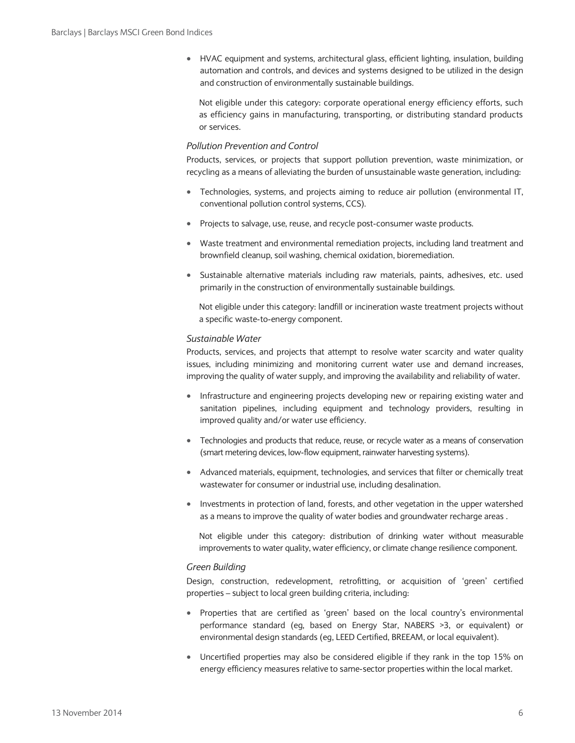- HVAC equipment and systems, architectural glass, efficient lighting, insulation, building automation and controls, and devices and systems designed to be utilized in the design and construction of environmentally sustainable buildings.

  Not eligible under this category: corporate operational energy efficiency efforts, such as efficiency gains in manufacturing, transporting, or distributing standard products or services.

*Pollution Prevention and Control*

Products, services, or projects that support pollution prevention, waste minimization, or recycling as a means of alleviating the burden of unsustainable waste generation, including:

- Technologies, systems, and projects aiming to reduce air pollution (environmental IT, conventional pollution control systems, CCS).
- Projects to salvage, use, reuse, and recycle post-consumer waste products.
- Waste treatment and environmental remediation projects, including land treatment and brownfield cleanup, soil washing, chemical oxidation, bioremediation.
- Sustainable alternative materials including raw materials, paints, adhesives, etc. used primarily in the construction of environmentally sustainable buildings.

  Not eligible under this category: landfill or incineration waste treatment projects without a specific waste-to-energy component.

*Sustainable Water*

Products, services, and projects that attempt to resolve water scarcity and water quality issues, including minimizing and monitoring current water use and demand increases, improving the quality of water supply, and improving the availability and reliability of water.

- Infrastructure and engineering projects developing new or repairing existing water and sanitation pipelines, including equipment and technology providers, resulting in improved quality and/or water use efficiency.
- Technologies and products that reduce, reuse, or recycle water as a means of conservation (smart metering devices, low-flow equipment, rainwater harvesting systems).
- Advanced materials, equipment, technologies, and services that filter or chemically treat wastewater for consumer or industrial use, including desalination.
- Investments in protection of land, forests, and other vegetation in the upper watershed as a means to improve the quality of water bodies and groundwater recharge areas .

  Not eligible under this category: distribution of drinking water without measurable improvements to water quality, water efficiency, or climate change resilience component.

*Green Building*

Design, construction, redevelopment, retrofitting, or acquisition of 'green' certified properties – subject to local green building criteria, including:

- Properties that are certified as 'green' based on the local country's environmental performance standard (eg, based on Energy Star, NABERS >3, or equivalent) or environmental design standards (eg, LEED Certified, BREEAM, or local equivalent).
- Uncertified properties may also be considered eligible if they rank in the top 15% on energy efficiency measures relative to same-sector properties within the local market.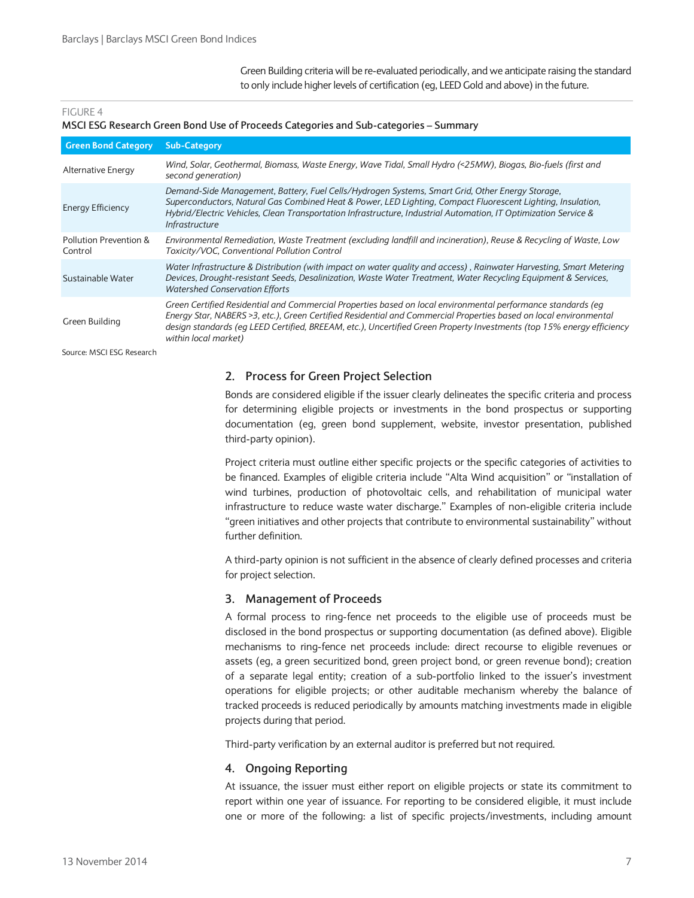Green Building criteria will be re-evaluated periodically, and we anticipate raising the standard to only include higher levels of certification (eg, LEED Gold and above) in the future.

FIGURE 4

**MSCI ESG Research Green Bond Use of Proceeds Categories and Sub-categories – Summary**

| Green Bond Category | Sub-Category |
|---|---|
| Alternative Energy | *Wind, Solar, Geothermal, Biomass, Waste Energy, Wave Tidal, Small Hydro (<25MW), Biogas, Bio-fuels (first and second generation)* |
| Energy Efficiency | *Demand-Side Management, Battery, Fuel Cells/Hydrogen Systems, Smart Grid, Other Energy Storage, Superconductors, Natural Gas Combined Heat & Power, LED Lighting, Compact Fluorescent Lighting, Insulation, Hybrid/Electric Vehicles, Clean Transportation Infrastructure, Industrial Automation, IT Optimization Service & Infrastructure* |
| Pollution Prevention & Control | *Environmental Remediation, Waste Treatment (excluding landfill and incineration), Reuse & Recycling of Waste, Low Toxicity/VOC, Conventional Pollution Control* |
| Sustainable Water | *Water Infrastructure & Distribution (with impact on water quality and access) , Rainwater Harvesting, Smart Metering Devices, Drought-resistant Seeds, Desalinization, Waste Water Treatment, Water Recycling Equipment & Services, Watershed Conservation Efforts* |
| Green Building | *Green Certified Residential and Commercial Properties based on local environmental performance standards (eg Energy Star, NABERS >3, etc.), Green Certified Residential and Commercial Properties based on local environmental design standards (eg LEED Certified, BREEAM, etc.), Uncertified Green Property Investments (top 15% energy efficiency within local market)* |

Source: MSCI ESG Research

## 2. Process for Green Project Selection

Bonds are considered eligible if the issuer clearly delineates the specific criteria and process for determining eligible projects or investments in the bond prospectus or supporting documentation (eg, green bond supplement, website, investor presentation, published third-party opinion).

Project criteria must outline either specific projects or the specific categories of activities to be financed. Examples of eligible criteria include "Alta Wind acquisition" or "installation of wind turbines, production of photovoltaic cells, and rehabilitation of municipal water infrastructure to reduce waste water discharge." Examples of non-eligible criteria include "green initiatives and other projects that contribute to environmental sustainability" without further definition.

A third-party opinion is not sufficient in the absence of clearly defined processes and criteria for project selection.

## 3. Management of Proceeds

A formal process to ring-fence net proceeds to the eligible use of proceeds must be disclosed in the bond prospectus or supporting documentation (as defined above). Eligible mechanisms to ring-fence net proceeds include: direct recourse to eligible revenues or assets (eg, a green securitized bond, green project bond, or green revenue bond); creation of a separate legal entity; creation of a sub-portfolio linked to the issuer's investment operations for eligible projects; or other auditable mechanism whereby the balance of tracked proceeds is reduced periodically by amounts matching investments made in eligible projects during that period.

Third-party verification by an external auditor is preferred but not required.

## 4. Ongoing Reporting

At issuance, the issuer must either report on eligible projects or state its commitment to report within one year of issuance. For reporting to be considered eligible, it must include one or more of the following: a list of specific projects/investments, including amount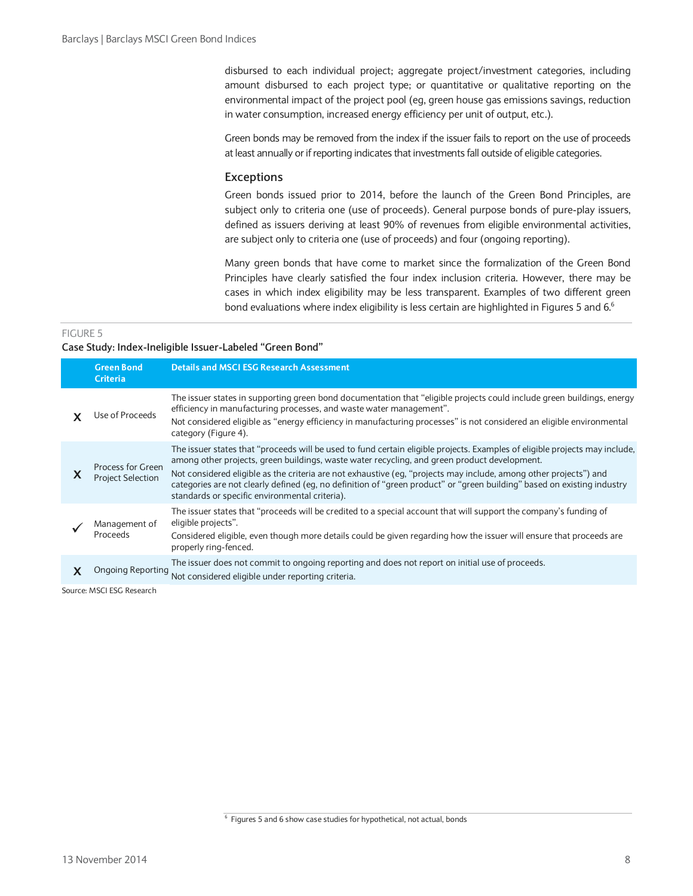disbursed to each individual project; aggregate project/investment categories, including amount disbursed to each project type; or quantitative or qualitative reporting on the environmental impact of the project pool (eg, green house gas emissions savings, reduction in water consumption, increased energy efficiency per unit of output, etc.).

Green bonds may be removed from the index if the issuer fails to report on the use of proceeds at least annually or if reporting indicates that investments fall outside of eligible categories.

### Exceptions

Green bonds issued prior to 2014, before the launch of the Green Bond Principles, are subject only to criteria one (use of proceeds). General purpose bonds of pure-play issuers, defined as issuers deriving at least 90% of revenues from eligible environmental activities, are subject only to criteria one (use of proceeds) and four (ongoing reporting).

Many green bonds that have come to market since the formalization of the Green Bond Principles have clearly satisfied the four index inclusion criteria. However, there may be cases in which index eligibility may be less transparent. Examples of two different green bond evaluations where index eligibility is less certain are highlighted in Figures 5 and 6.[6]

FIGURE 5

**Case Study: Index-Ineligible Issuer-Labeled "Green Bond"**

| | Green Bond Criteria | Details and MSCI ESG Research Assessment |
|---|---|---|
| X | Use of Proceeds | The issuer states in supporting green bond documentation that "eligible projects could include green buildings, energy efficiency in manufacturing processes, and waste water management". Not considered eligible as "energy efficiency in manufacturing processes" is not considered an eligible environmental category (Figure 4). |
| X | Process for Green Project Selection | The issuer states that "proceeds will be used to fund certain eligible projects. Examples of eligible projects may include, among other projects, green buildings, waste water recycling, and green product development. Not considered eligible as the criteria are not exhaustive (eg, "projects may include, among other projects") and categories are not clearly defined (eg, no definition of "green product" or "green building" based on existing industry standards or specific environmental criteria). |
| ✓ | Management of Proceeds | The issuer states that "proceeds will be credited to a special account that will support the company's funding of eligible projects". Considered eligible, even though more details could be given regarding how the issuer will ensure that proceeds are properly ring-fenced. |
| X | Ongoing Reporting | The issuer does not commit to ongoing reporting and does not report on initial use of proceeds. Not considered eligible under reporting criteria. |

Source: MSCI ESG Research

[6] Figures 5 and 6 show case studies for hypothetical, not actual, bonds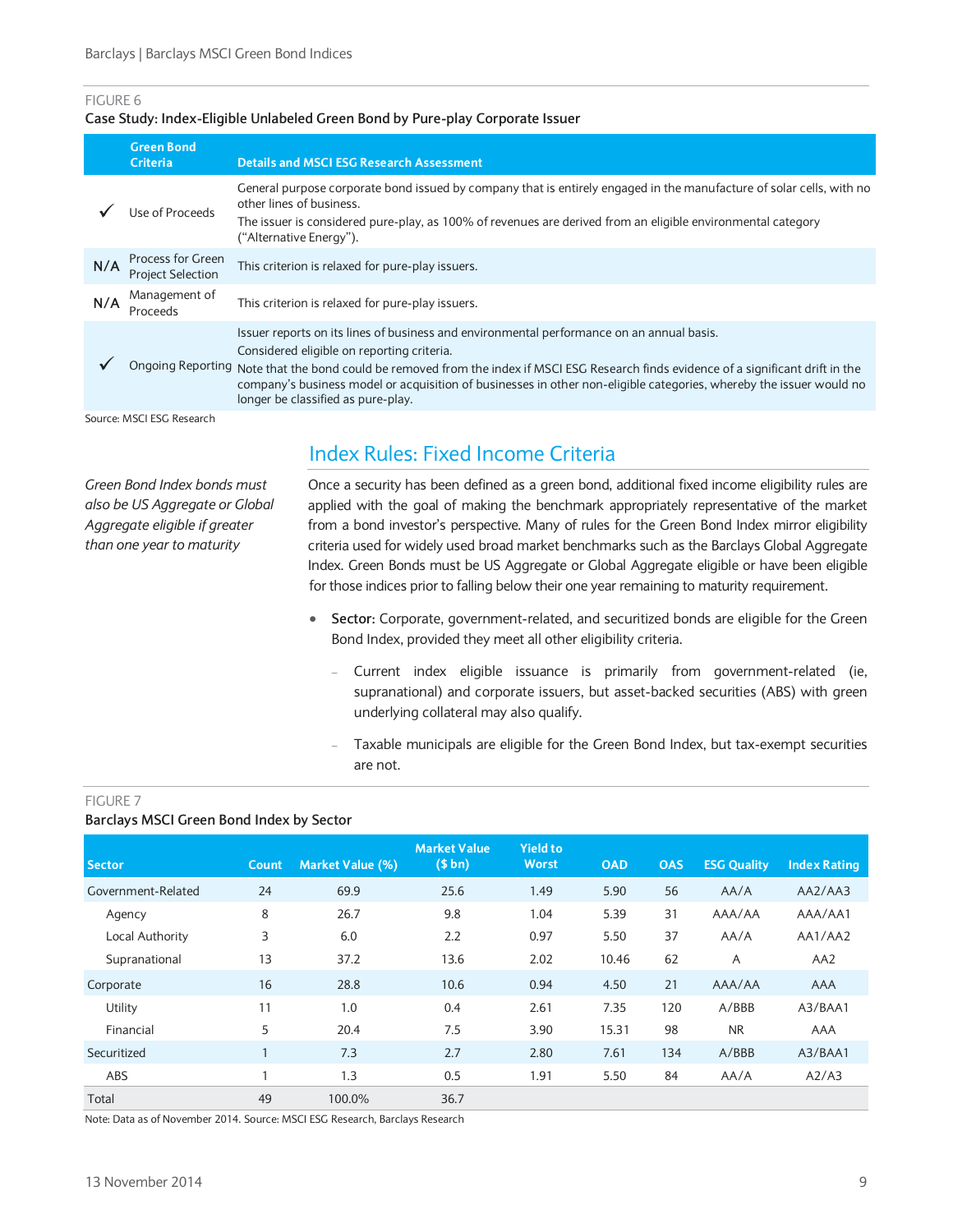FIGURE 6

**Case Study: Index-Eligible Unlabeled Green Bond by Pure-play Corporate Issuer**

| | Green Bond Criteria | Details and MSCI ESG Research Assessment |
|---|---|---|
| ✓ | Use of Proceeds | General purpose corporate bond issued by company that is entirely engaged in the manufacture of solar cells, with no other lines of business. The issuer is considered pure-play, as 100% of revenues are derived from an eligible environmental category ("Alternative Energy"). |
| N/A | Process for Green Project Selection | This criterion is relaxed for pure-play issuers. |
| N/A | Management of Proceeds | This criterion is relaxed for pure-play issuers. |
| ✓ | Ongoing Reporting | Issuer reports on its lines of business and environmental performance on an annual basis. Considered eligible on reporting criteria. Note that the bond could be removed from the index if MSCI ESG Research finds evidence of a significant drift in the company's business model or acquisition of businesses in other non-eligible categories, whereby the issuer would no longer be classified as pure-play. |

Source: MSCI ESG Research

## Index Rules: Fixed Income Criteria

*Green Bond Index bonds must also be US Aggregate or Global Aggregate eligible if greater than one year to maturity*

Once a security has been defined as a green bond, additional fixed income eligibility rules are applied with the goal of making the benchmark appropriately representative of the market from a bond investor's perspective. Many of rules for the Green Bond Index mirror eligibility criteria used for widely used broad market benchmarks such as the Barclays Global Aggregate Index. Green Bonds must be US Aggregate or Global Aggregate eligible or have been eligible for those indices prior to falling below their one year remaining to maturity requirement.

- **Sector:** Corporate, government-related, and securitized bonds are eligible for the Green Bond Index, provided they meet all other eligibility criteria.
  - Current index eligible issuance is primarily from government-related (ie, supranational) and corporate issuers, but asset-backed securities (ABS) with green underlying collateral may also qualify.
  - Taxable municipals are eligible for the Green Bond Index, but tax-exempt securities are not.

FIGURE 7

**Barclays MSCI Green Bond Index by Sector**

| Sector | Count | Market Value (%) | Market Value ($ bn) | Yield to Worst | OAD | OAS | ESG Quality | Index Rating |
|---|---|---|---|---|---|---|---|---|
| Government-Related | 24 | 69.9 | 25.6 | 1.49 | 5.90 | 56 | AA/A | AA2/AA3 |
| Agency | 8 | 26.7 | 9.8 | 1.04 | 5.39 | 31 | AAA/AA | AAA/AA1 |
| Local Authority | 3 | 6.0 | 2.2 | 0.97 | 5.50 | 37 | AA/A | AA1/AA2 |
| Supranational | 13 | 37.2 | 13.6 | 2.02 | 10.46 | 62 | A | AA2 |
| Corporate | 16 | 28.8 | 10.6 | 0.94 | 4.50 | 21 | AAA/AA | AAA |
| Utility | 11 | 1.0 | 0.4 | 2.61 | 7.35 | 120 | A/BBB | A3/BAA1 |
| Financial | 5 | 20.4 | 7.5 | 3.90 | 15.31 | 98 | NR | AAA |
| Securitized | 1 | 7.3 | 2.7 | 2.80 | 7.61 | 134 | A/BBB | A3/BAA1 |
| ABS | 1 | 1.3 | 0.5 | 1.91 | 5.50 | 84 | AA/A | A2/A3 |
| Total | 49 | 100.0% | 36.7 | | | | | |

Note: Data as of November 2014. Source: MSCI ESG Research, Barclays Research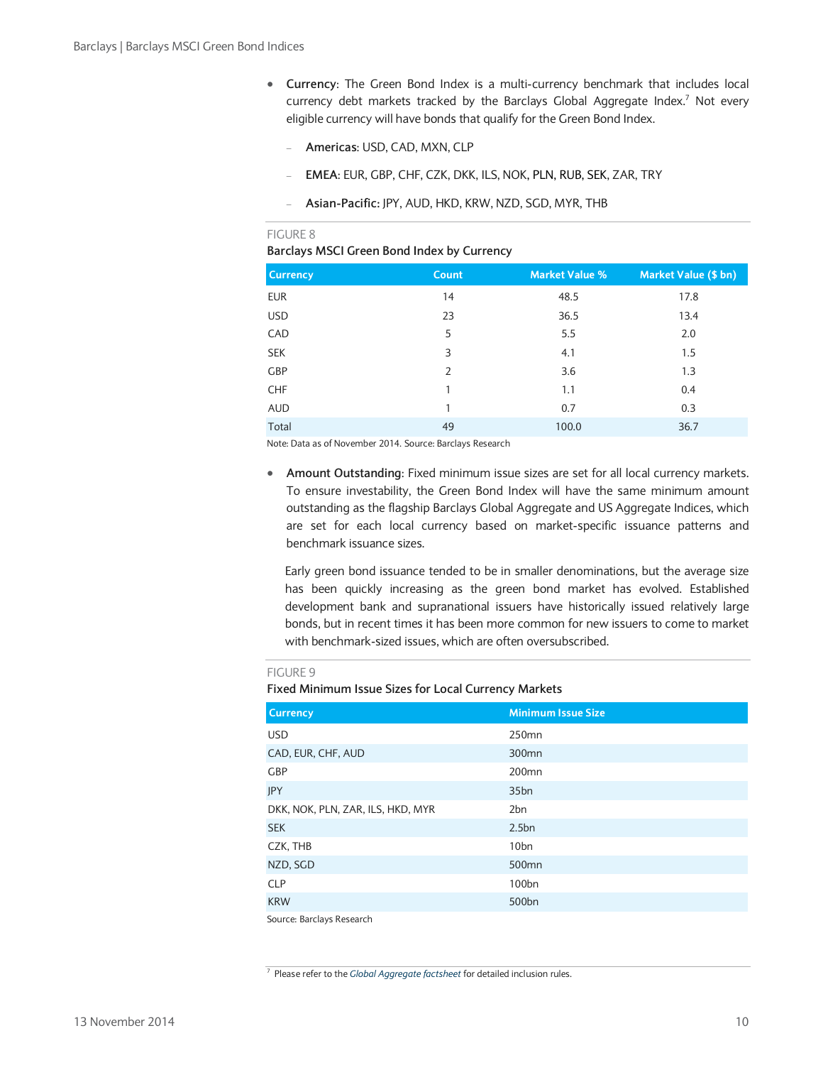- **Currency**: The Green Bond Index is a multi-currency benchmark that includes local currency debt markets tracked by the Barclays Global Aggregate Index.[7] Not every eligible currency will have bonds that qualify for the Green Bond Index.

  - **Americas**: USD, CAD, MXN, CLP
  - **EMEA**: EUR, GBP, CHF, CZK, DKK, ILS, NOK, PLN, RUB, SEK, ZAR, TRY
  - **Asian-Pacific:** JPY, AUD, HKD, KRW, NZD, SGD, MYR, THB

FIGURE 8

Barclays MSCI Green Bond Index by Currency

| Currency | Count | Market Value % | Market Value ($ bn) |
|---|---|---|---|
| EUR | 14 | 48.5 | 17.8 |
| USD | 23 | 36.5 | 13.4 |
| CAD | 5 | 5.5 | 2.0 |
| SEK | 3 | 4.1 | 1.5 |
| GBP | 2 | 3.6 | 1.3 |
| CHF | 1 | 1.1 | 0.4 |
| AUD | 1 | 0.7 | 0.3 |
| Total | 49 | 100.0 | 36.7 |

Note: Data as of November 2014. Source: Barclays Research

- **Amount Outstanding**: Fixed minimum issue sizes are set for all local currency markets. To ensure investability, the Green Bond Index will have the same minimum amount outstanding as the flagship Barclays Global Aggregate and US Aggregate Indices, which are set for each local currency based on market-specific issuance patterns and benchmark issuance sizes.

  Early green bond issuance tended to be in smaller denominations, but the average size has been quickly increasing as the green bond market has evolved. Established development bank and supranational issuers have historically issued relatively large bonds, but in recent times it has been more common for new issuers to come to market with benchmark-sized issues, which are often oversubscribed.

FIGURE 9

Fixed Minimum Issue Sizes for Local Currency Markets

| Currency | Minimum Issue Size |
|---|---|
| USD | 250mn |
| CAD, EUR, CHF, AUD | 300mn |
| GBP | 200mn |
| JPY | 35bn |
| DKK, NOK, PLN, ZAR, ILS, HKD, MYR | 2bn |
| SEK | 2.5bn |
| CZK, THB | 10bn |
| NZD, SGD | 500mn |
| CLP | 100bn |
| KRW | 500bn |

Source: Barclays Research

[7] Please refer to the *Global Aggregate factsheet* for detailed inclusion rules.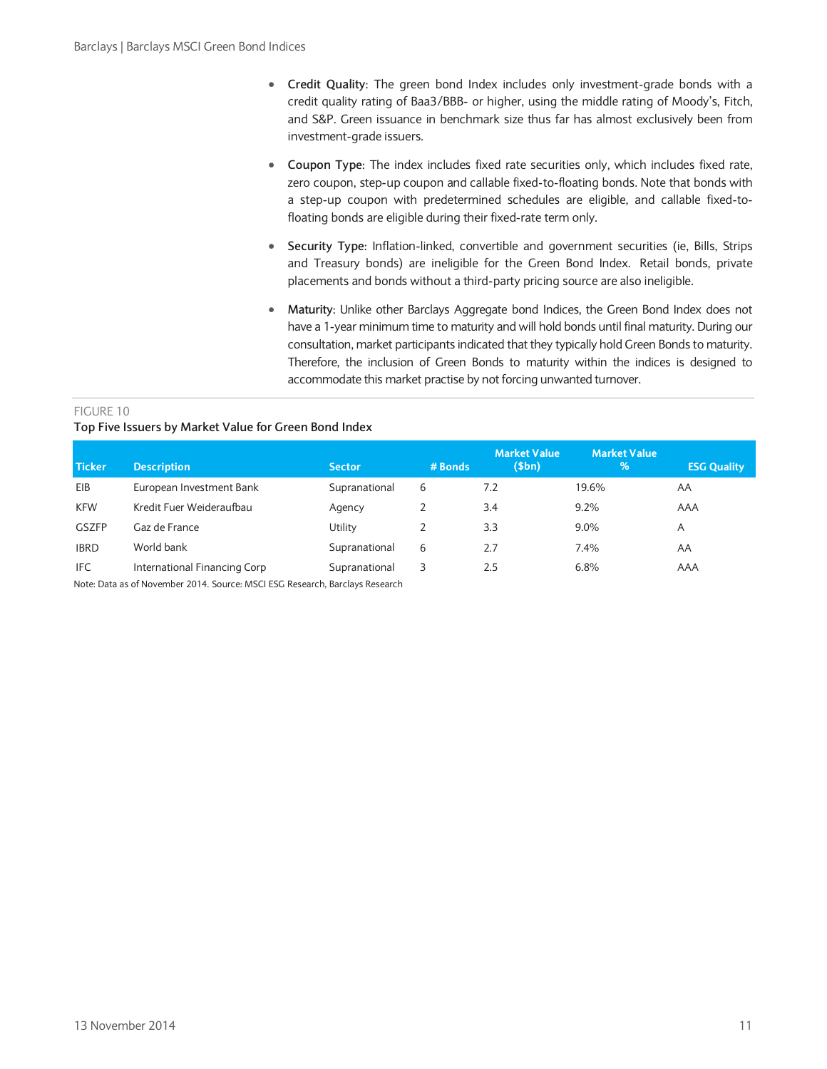- **Credit Quality**: The green bond Index includes only investment-grade bonds with a credit quality rating of Baa3/BBB- or higher, using the middle rating of Moody's, Fitch, and S&P. Green issuance in benchmark size thus far has almost exclusively been from investment-grade issuers.
- **Coupon Type**: The index includes fixed rate securities only, which includes fixed rate, zero coupon, step-up coupon and callable fixed-to-floating bonds. Note that bonds with a step-up coupon with predetermined schedules are eligible, and callable fixed-to-floating bonds are eligible during their fixed-rate term only.
- **Security Type**: Inflation-linked, convertible and government securities (ie, Bills, Strips and Treasury bonds) are ineligible for the Green Bond Index. Retail bonds, private placements and bonds without a third-party pricing source are also ineligible.
- **Maturity**: Unlike other Barclays Aggregate bond Indices, the Green Bond Index does not have a 1-year minimum time to maturity and will hold bonds until final maturity. During our consultation, market participants indicated that they typically hold Green Bonds to maturity. Therefore, the inclusion of Green Bonds to maturity within the indices is designed to accommodate this market practise by not forcing unwanted turnover.

FIGURE 10

**Top Five Issuers by Market Value for Green Bond Index**

| Ticker | Description | Sector | # Bonds | Market Value ($bn) | Market Value % | ESG Quality |
|---|---|---|---|---|---|---|
| EIB | European Investment Bank | Supranational | 6 | 7.2 | 19.6% | AA |
| KFW | Kredit Fuer Weideraufbau | Agency | 2 | 3.4 | 9.2% | AAA |
| GSZFP | Gaz de France | Utility | 2 | 3.3 | 9.0% | A |
| IBRD | World bank | Supranational | 6 | 2.7 | 7.4% | AA |
| IFC | International Financing Corp | Supranational | 3 | 2.5 | 6.8% | AAA |

Note: Data as of November 2014. Source: MSCI ESG Research, Barclays Research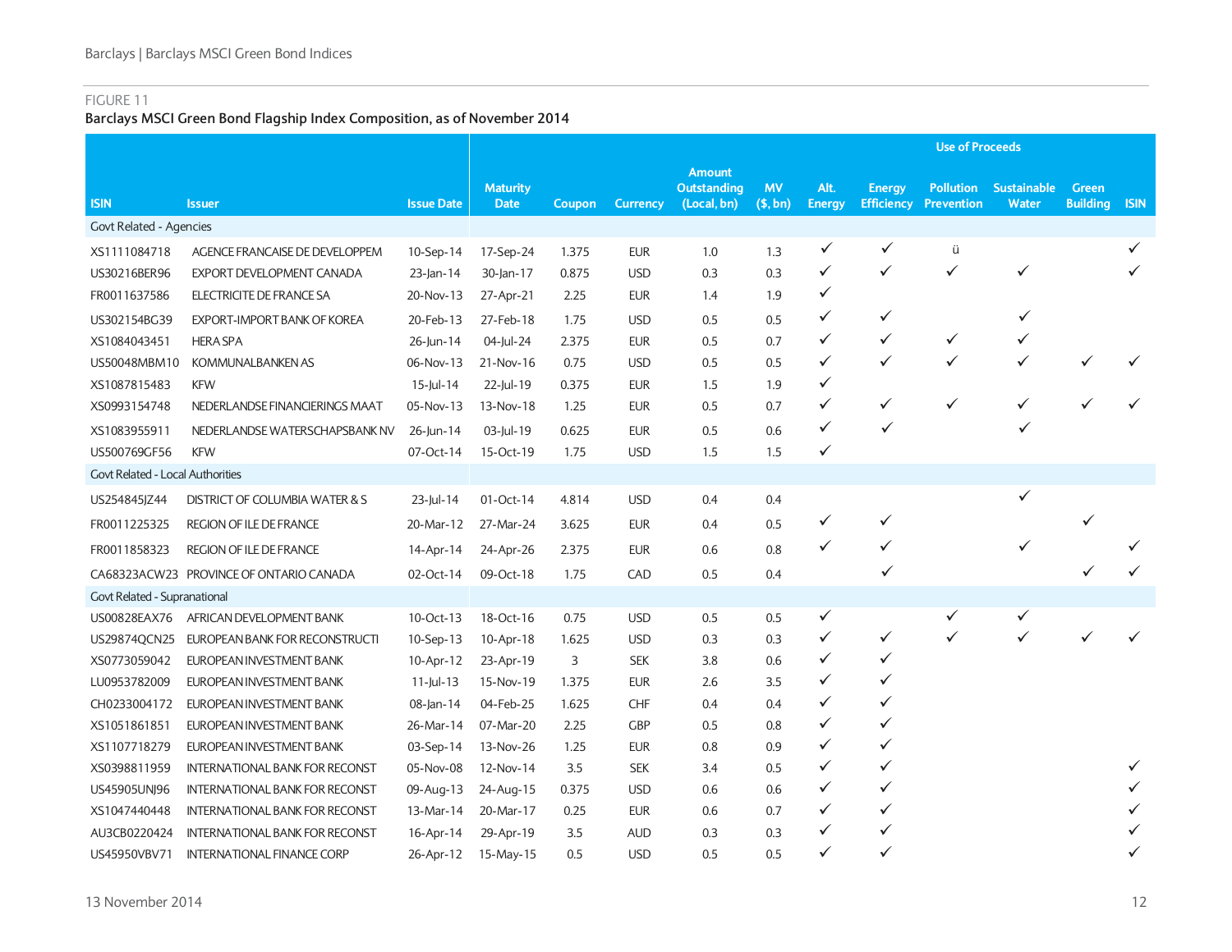FIGURE 11

**Barclays MSCI Green Bond Flagship Index Composition, as of November 2014**

| ISIN | Issuer | Issue Date | Maturity Date | Coupon | Currency | Amount Outstanding (Local, bn) | MV ($, bn) | Use of Proceeds | | | | | |
|---|---|---|---|---|---|---|---|---|---|---|---|---|---|
| | | | | | | | | Alt. Energy | Energy Efficiency | Pollution Prevention | Sustainable Water | Green Building | ISIN |
| Govt Related - Agencies | | | | | | | | | | | | | |
| XS1111084718 | AGENCE FRANCAISE DE DEVELOPPEM | 10-Sep-14 | 17-Sep-24 | 1.375 | EUR | 1.0 | 1.3 | ✓ | ✓ | ü | | | ✓ |
| US30216BER96 | EXPORT DEVELOPMENT CANADA | 23-Jan-14 | 30-Jan-17 | 0.875 | USD | 0.3 | 0.3 | ✓ | ✓ | ✓ | ✓ | | ✓ |
| FR0011637586 | ELECTRICITE DE FRANCE SA | 20-Nov-13 | 27-Apr-21 | 2.25 | EUR | 1.4 | 1.9 | ✓ | | | | | |
| US302154BG39 | EXPORT-IMPORT BANK OF KOREA | 20-Feb-13 | 27-Feb-18 | 1.75 | USD | 0.5 | 0.5 | ✓ | ✓ | | ✓ | | |
| XS1084043451 | HERA SPA | 26-Jun-14 | 04-Jul-24 | 2.375 | EUR | 0.5 | 0.7 | ✓ | ✓ | ✓ | ✓ | | |
| US50048MBM10 | KOMMUNALBANKEN AS | 06-Nov-13 | 21-Nov-16 | 0.75 | USD | 0.5 | 0.5 | ✓ | ✓ | ✓ | ✓ | ✓ | ✓ |
| XS1087815483 | KFW | 15-Jul-14 | 22-Jul-19 | 0.375 | EUR | 1.5 | 1.9 | ✓ | | | | | |
| XS0993154748 | NEDERLANDSE FINANCIERINGS MAAT | 05-Nov-13 | 13-Nov-18 | 1.25 | EUR | 0.5 | 0.7 | ✓ | ✓ | ✓ | ✓ | ✓ | ✓ |
| XS1083955911 | NEDERLANDSE WATERSCHAPSBANK NV | 26-Jun-14 | 03-Jul-19 | 0.625 | EUR | 0.5 | 0.6 | ✓ | ✓ | | ✓ | | |
| US500769GF56 | KFW | 07-Oct-14 | 15-Oct-19 | 1.75 | USD | 1.5 | 1.5 | ✓ | | | | | |
| Govt Related - Local Authorities | | | | | | | | | | | | | |
| US254845JZ44 | DISTRICT OF COLUMBIA WATER & S | 23-Jul-14 | 01-Oct-14 | 4.814 | USD | 0.4 | 0.4 | | | | ✓ | | |
| FR0011225325 | REGION OF ILE DE FRANCE | 20-Mar-12 | 27-Mar-24 | 3.625 | EUR | 0.4 | 0.5 | ✓ | ✓ | | | ✓ | |
| FR0011858323 | REGION OF ILE DE FRANCE | 14-Apr-14 | 24-Apr-26 | 2.375 | EUR | 0.6 | 0.8 | ✓ | ✓ | | ✓ | | ✓ |
| CA68323ACW23 | PROVINCE OF ONTARIO CANADA | 02-Oct-14 | 09-Oct-18 | 1.75 | CAD | 0.5 | 0.4 | | ✓ | | | ✓ | ✓ |
| Govt Related - Supranational | | | | | | | | | | | | | |
| US00828EAX76 | AFRICAN DEVELOPMENT BANK | 10-Oct-13 | 18-Oct-16 | 0.75 | USD | 0.5 | 0.5 | ✓ | | ✓ | ✓ | | |
| US29874QCN25 | EUROPEAN BANK FOR RECONSTRUCTI | 10-Sep-13 | 10-Apr-18 | 1.625 | USD | 0.3 | 0.3 | ✓ | ✓ | ✓ | ✓ | ✓ | ✓ |
| XS0773059042 | EUROPEAN INVESTMENT BANK | 10-Apr-12 | 23-Apr-19 | 3 | SEK | 3.8 | 0.6 | ✓ | ✓ | | | | |
| LU0953782009 | EUROPEAN INVESTMENT BANK | 11-Jul-13 | 15-Nov-19 | 1.375 | EUR | 2.6 | 3.5 | ✓ | ✓ | | | | |
| CH0233004172 | EUROPEAN INVESTMENT BANK | 08-Jan-14 | 04-Feb-25 | 1.625 | CHF | 0.4 | 0.4 | ✓ | ✓ | | | | |
| XS1051861851 | EUROPEAN INVESTMENT BANK | 26-Mar-14 | 07-Mar-20 | 2.25 | GBP | 0.5 | 0.8 | ✓ | ✓ | | | | |
| XS1107718279 | EUROPEAN INVESTMENT BANK | 03-Sep-14 | 13-Nov-26 | 1.25 | EUR | 0.8 | 0.9 | ✓ | ✓ | | | | |
| XS0398811959 | INTERNATIONAL BANK FOR RECONST | 05-Nov-08 | 12-Nov-14 | 3.5 | SEK | 3.4 | 0.5 | ✓ | ✓ | | | | ✓ |
| US45905UNJ96 | INTERNATIONAL BANK FOR RECONST | 09-Aug-13 | 24-Aug-15 | 0.375 | USD | 0.6 | 0.6 | ✓ | ✓ | | | | ✓ |
| XS1047440448 | INTERNATIONAL BANK FOR RECONST | 13-Mar-14 | 20-Mar-17 | 0.25 | EUR | 0.6 | 0.7 | ✓ | ✓ | | | | ✓ |
| AU3CB0220424 | INTERNATIONAL BANK FOR RECONST | 16-Apr-14 | 29-Apr-19 | 3.5 | AUD | 0.3 | 0.3 | ✓ | ✓ | | | | ✓ |
| US45950VBV71 | INTERNATIONAL FINANCE CORP | 26-Apr-12 | 15-May-15 | 0.5 | USD | 0.5 | 0.5 | ✓ | ✓ | | | | ✓ |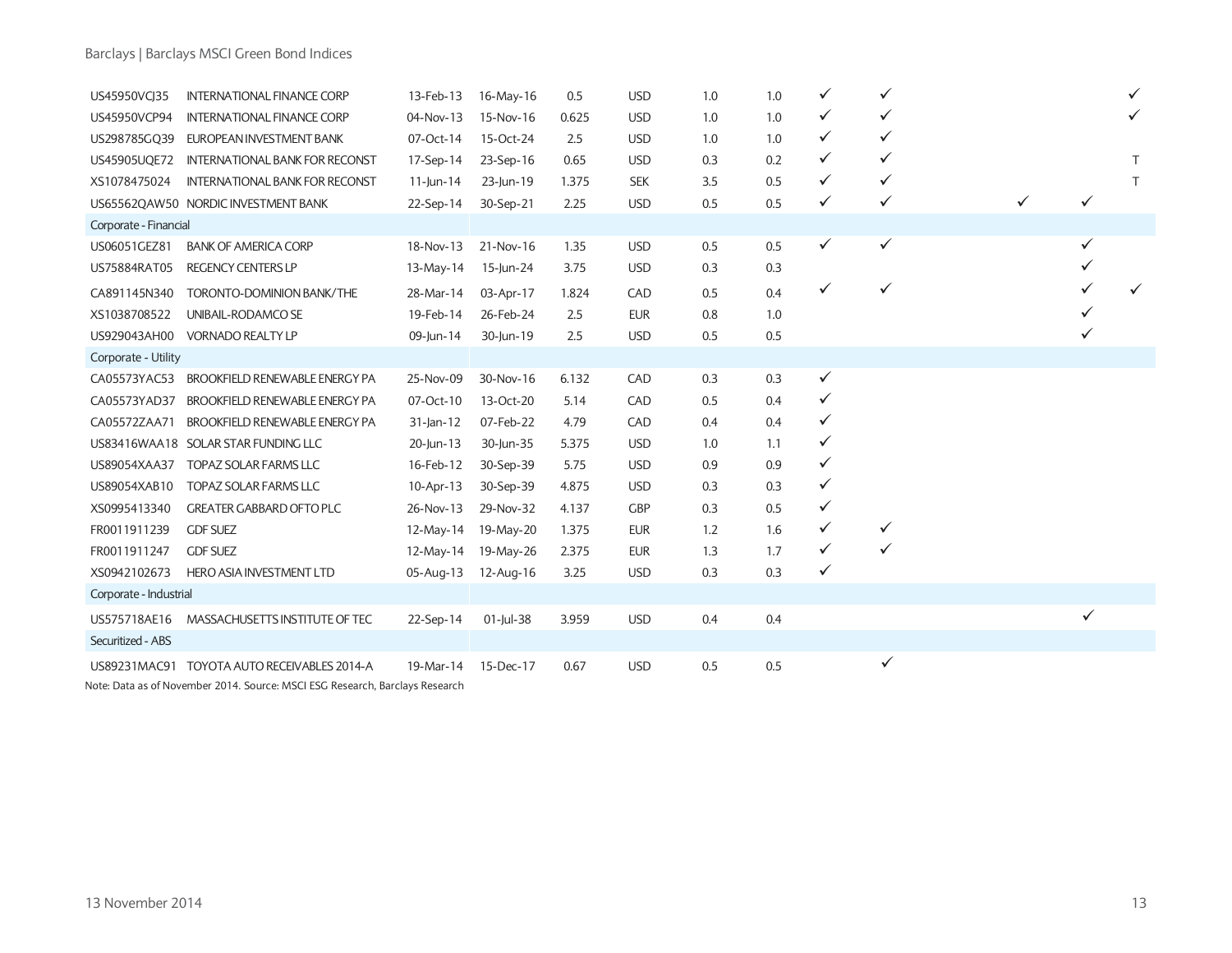| | | | | | | | | | | | | | |
|---|---|---|---|---|---|---|---|---|---|---|---|---|---|
| US45950VCJ35 | INTERNATIONAL FINANCE CORP | 13-Feb-13 | 16-May-16 | 0.5 | USD | 1.0 | 1.0 | ✓ | ✓ | | | | ✓ |
| US45950VCP94 | INTERNATIONAL FINANCE CORP | 04-Nov-13 | 15-Nov-16 | 0.625 | USD | 1.0 | 1.0 | ✓ | ✓ | | | | ✓ |
| US298785GQ39 | EUROPEAN INVESTMENT BANK | 07-Oct-14 | 15-Oct-24 | 2.5 | USD | 1.0 | 1.0 | ✓ | ✓ | | | | |
| US45905UQE72 | INTERNATIONAL BANK FOR RECONST | 17-Sep-14 | 23-Sep-16 | 0.65 | USD | 0.3 | 0.2 | ✓ | ✓ | | | | T |
| XS1078475024 | INTERNATIONAL BANK FOR RECONST | 11-Jun-14 | 23-Jun-19 | 1.375 | SEK | 3.5 | 0.5 | ✓ | ✓ | | | | T |
| US65562QAW50 | NORDIC INVESTMENT BANK | 22-Sep-14 | 30-Sep-21 | 2.25 | USD | 0.5 | 0.5 | ✓ | ✓ | | ✓ | ✓ | |
| Corporate - Financial | | | | | | | | | | | | | |
| US06051GEZ81 | BANK OF AMERICA CORP | 18-Nov-13 | 21-Nov-16 | 1.35 | USD | 0.5 | 0.5 | ✓ | ✓ | | | ✓ | |
| US75884RAT05 | REGENCY CENTERS LP | 13-May-14 | 15-Jun-24 | 3.75 | USD | 0.3 | 0.3 | | | | | ✓ | |
| CA891145N340 | TORONTO-DOMINION BANK/THE | 28-Mar-14 | 03-Apr-17 | 1.824 | CAD | 0.5 | 0.4 | ✓ | ✓ | | | ✓ | ✓ |
| XS1038708522 | UNIBAIL-RODAMCO SE | 19-Feb-14 | 26-Feb-24 | 2.5 | EUR | 0.8 | 1.0 | | | | | ✓ | |
| US929043AH00 | VORNADO REALTY LP | 09-Jun-14 | 30-Jun-19 | 2.5 | USD | 0.5 | 0.5 | | | | | ✓ | |
| Corporate - Utility | | | | | | | | | | | | | |
| CA05573YAC53 | BROOKFIELD RENEWABLE ENERGY PA | 25-Nov-09 | 30-Nov-16 | 6.132 | CAD | 0.3 | 0.3 | ✓ | | | | | |
| CA05573YAD37 | BROOKFIELD RENEWABLE ENERGY PA | 07-Oct-10 | 13-Oct-20 | 5.14 | CAD | 0.5 | 0.4 | ✓ | | | | | |
| CA05572ZAA71 | BROOKFIELD RENEWABLE ENERGY PA | 31-Jan-12 | 07-Feb-22 | 4.79 | CAD | 0.4 | 0.4 | ✓ | | | | | |
| US83416WAA18 | SOLAR STAR FUNDING LLC | 20-Jun-13 | 30-Jun-35 | 5.375 | USD | 1.0 | 1.1 | ✓ | | | | | |
| US89054XAA37 | TOPAZ SOLAR FARMS LLC | 16-Feb-12 | 30-Sep-39 | 5.75 | USD | 0.9 | 0.9 | ✓ | | | | | |
| US89054XAB10 | TOPAZ SOLAR FARMS LLC | 10-Apr-13 | 30-Sep-39 | 4.875 | USD | 0.3 | 0.3 | ✓ | | | | | |
| XS0995413340 | GREATER GABBARD OFTO PLC | 26-Nov-13 | 29-Nov-32 | 4.137 | GBP | 0.3 | 0.5 | ✓ | | | | | |
| FR0011911239 | GDF SUEZ | 12-May-14 | 19-May-20 | 1.375 | EUR | 1.2 | 1.6 | ✓ | ✓ | | | | |
| FR0011911247 | GDF SUEZ | 12-May-14 | 19-May-26 | 2.375 | EUR | 1.3 | 1.7 | ✓ | ✓ | | | | |
| XS0942102673 | HERO ASIA INVESTMENT LTD | 05-Aug-13 | 12-Aug-16 | 3.25 | USD | 0.3 | 0.3 | ✓ | | | | | |
| Corporate - Industrial | | | | | | | | | | | | | |
| US575718AE16 | MASSACHUSETTS INSTITUTE OF TEC | 22-Sep-14 | 01-Jul-38 | 3.959 | USD | 0.4 | 0.4 | | | | | ✓ | |
| Securitized - ABS | | | | | | | | | | | | | |
| US89231MAC91 | TOYOTA AUTO RECEIVABLES 2014-A | 19-Mar-14 | 15-Dec-17 | 0.67 | USD | 0.5 | 0.5 | | ✓ | | | | |

Note: Data as of November 2014. Source: MSCI ESG Research, Barclays Research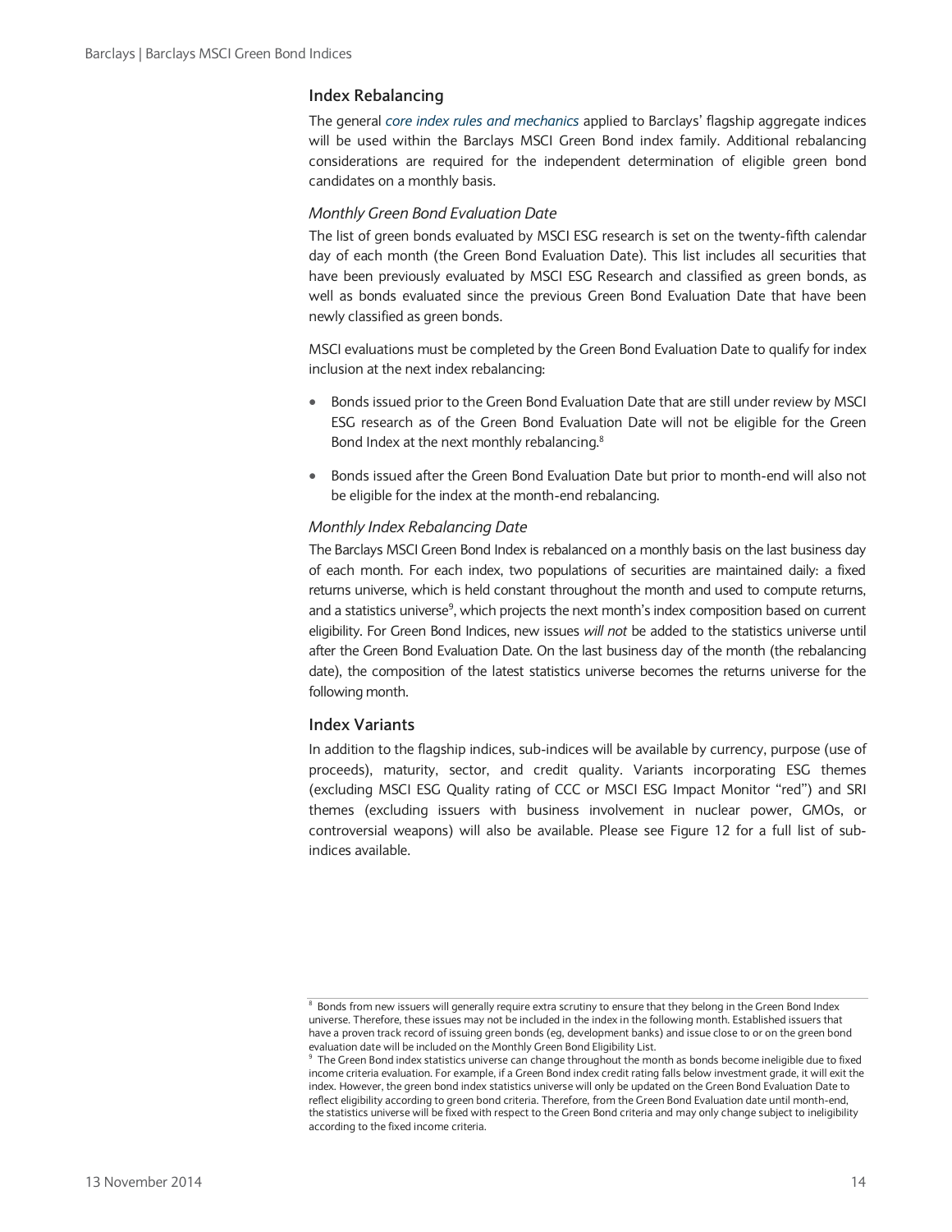## Index Rebalancing

The general *core index rules and mechanics* applied to Barclays' flagship aggregate indices will be used within the Barclays MSCI Green Bond index family. Additional rebalancing considerations are required for the independent determination of eligible green bond candidates on a monthly basis.

### *Monthly Green Bond Evaluation Date*

The list of green bonds evaluated by MSCI ESG research is set on the twenty-fifth calendar day of each month (the Green Bond Evaluation Date). This list includes all securities that have been previously evaluated by MSCI ESG Research and classified as green bonds, as well as bonds evaluated since the previous Green Bond Evaluation Date that have been newly classified as green bonds.

MSCI evaluations must be completed by the Green Bond Evaluation Date to qualify for index inclusion at the next index rebalancing:

- Bonds issued prior to the Green Bond Evaluation Date that are still under review by MSCI ESG research as of the Green Bond Evaluation Date will not be eligible for the Green Bond Index at the next monthly rebalancing.[8]
- Bonds issued after the Green Bond Evaluation Date but prior to month-end will also not be eligible for the index at the month-end rebalancing.

### *Monthly Index Rebalancing Date*

The Barclays MSCI Green Bond Index is rebalanced on a monthly basis on the last business day of each month. For each index, two populations of securities are maintained daily: a fixed returns universe, which is held constant throughout the month and used to compute returns, and a statistics universe[9], which projects the next month's index composition based on current eligibility. For Green Bond Indices, new issues *will not* be added to the statistics universe until after the Green Bond Evaluation Date. On the last business day of the month (the rebalancing date), the composition of the latest statistics universe becomes the returns universe for the following month.

## Index Variants

In addition to the flagship indices, sub-indices will be available by currency, purpose (use of proceeds), maturity, sector, and credit quality. Variants incorporating ESG themes (excluding MSCI ESG Quality rating of CCC or MSCI ESG Impact Monitor "red") and SRI themes (excluding issuers with business involvement in nuclear power, GMOs, or controversial weapons) will also be available. Please see Figure 12 for a full list of sub-indices available.

---

[8] Bonds from new issuers will generally require extra scrutiny to ensure that they belong in the Green Bond Index universe. Therefore, these issues may not be included in the index in the following month. Established issuers that have a proven track record of issuing green bonds (eg, development banks) and issue close to or on the green bond evaluation date will be included on the Monthly Green Bond Eligibility List.

[9] The Green Bond index statistics universe can change throughout the month as bonds become ineligible due to fixed income criteria evaluation. For example, if a Green Bond index credit rating falls below investment grade, it will exit the index. However, the green bond index statistics universe will only be updated on the Green Bond Evaluation Date to reflect eligibility according to green bond criteria. Therefore, from the Green Bond Evaluation date until month-end, the statistics universe will be fixed with respect to the Green Bond criteria and may only change subject to ineligibility according to the fixed income criteria.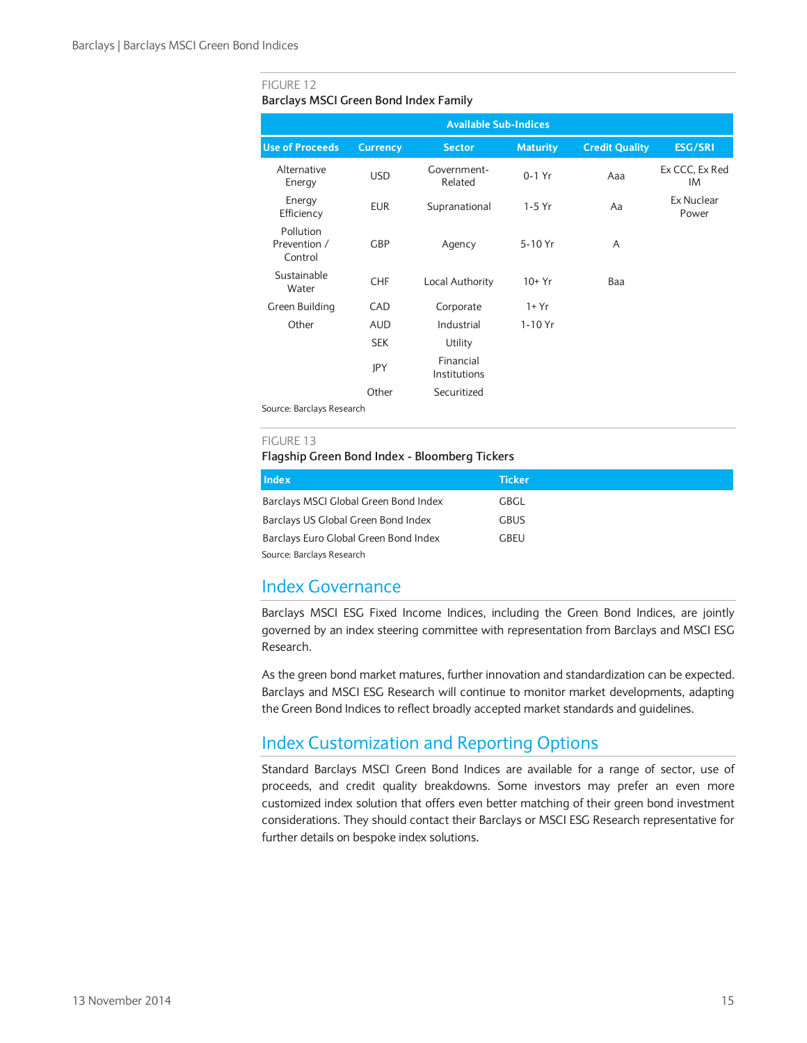FIGURE 12

**Barclays MSCI Green Bond Index Family**

| Available Sub-Indices | | | | | |
|---|---|---|---|---|---|
| **Use of Proceeds** | **Currency** | **Sector** | **Maturity** | **Credit Quality** | **ESG/SRI** |
| Alternative Energy | USD | Government-Related | 0-1 Yr | Aaa | Ex CCC, Ex Red IM |
| Energy Efficiency | EUR | Supranational | 1-5 Yr | Aa | Ex Nuclear Power |
| Pollution Prevention / Control | GBP | Agency | 5-10 Yr | A | |
| Sustainable Water | CHF | Local Authority | 10+ Yr | Baa | |
| Green Building | CAD | Corporate | 1+ Yr | | |
| Other | AUD | Industrial | 1-10 Yr | | |
| | SEK | Utility | | | |
| | JPY | Financial Institutions | | | |
| | Other | Securitized | | | |

Source: Barclays Research

FIGURE 13

**Flagship Green Bond Index - Bloomberg Tickers**

| Index | Ticker |
|---|---|
| Barclays MSCI Global Green Bond Index | GBGL |
| Barclays US Global Green Bond Index | GBUS |
| Barclays Euro Global Green Bond Index | GBEU |

Source: Barclays Research

## Index Governance

Barclays MSCI ESG Fixed Income Indices, including the Green Bond Indices, are jointly governed by an index steering committee with representation from Barclays and MSCI ESG Research.

As the green bond market matures, further innovation and standardization can be expected. Barclays and MSCI ESG Research will continue to monitor market developments, adapting the Green Bond Indices to reflect broadly accepted market standards and guidelines.

## Index Customization and Reporting Options

Standard Barclays MSCI Green Bond Indices are available for a range of sector, use of proceeds, and credit quality breakdowns. Some investors may prefer an even more customized index solution that offers even better matching of their green bond investment considerations. They should contact their Barclays or MSCI ESG Research representative for further details on bespoke index solutions.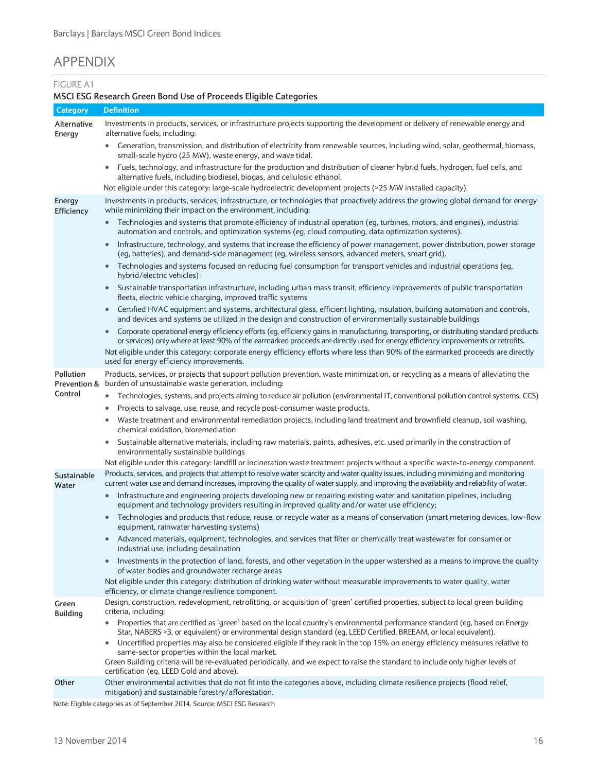# APPENDIX

FIGURE A1

**MSCI ESG Research Green Bond Use of Proceeds Eligible Categories**

| Category | Definition |
|---|---|
| Alternative Energy | Investments in products, services, or infrastructure projects supporting the development or delivery of renewable energy and alternative fuels, including:<br>• Generation, transmission, and distribution of electricity from renewable sources, including wind, solar, geothermal, biomass, small-scale hydro (25 MW), waste energy, and wave tidal.<br>• Fuels, technology, and infrastructure for the production and distribution of cleaner hybrid fuels, hydrogen, fuel cells, and alternative fuels, including biodiesel, biogas, and cellulosic ethanol.<br>Not eligible under this category: large-scale hydroelectric development projects (>25 MW installed capacity). |
| Energy Efficiency | Investments in products, services, infrastructure, or technologies that proactively address the growing global demand for energy while minimizing their impact on the environment, including:<br>• Technologies and systems that promote efficiency of industrial operation (eg, turbines, motors, and engines), industrial automation and controls, and optimization systems (eg, cloud computing, data optimization systems).<br>• Infrastructure, technology, and systems that increase the efficiency of power management, power distribution, power storage (eg, batteries), and demand-side management (eg, wireless sensors, advanced meters, smart grid).<br>• Technologies and systems focused on reducing fuel consumption for transport vehicles and industrial operations (eg, hybrid/electric vehicles)<br>• Sustainable transportation infrastructure, including urban mass transit, efficiency improvements of public transportation fleets, electric vehicle charging, improved traffic systems<br>• Certified HVAC equipment and systems, architectural glass, efficient lighting, insulation, building automation and controls, and devices and systems be utilized in the design and construction of environmentally sustainable buildings<br>• Corporate operational energy efficiency efforts (eg, efficiency gains in manufacturing, transporting, or distributing standard products or services) only where at least 90% of the earmarked proceeds are directly used for energy efficiency improvements or retrofits.<br>Not eligible under this category: corporate energy efficiency efforts where less than 90% of the earmarked proceeds are directly used for energy efficiency improvements. |
| Pollution Prevention & Control | Products, services, or projects that support pollution prevention, waste minimization, or recycling as a means of alleviating the burden of unsustainable waste generation, including:<br>• Technologies, systems, and projects aiming to reduce air pollution (environmental IT, conventional pollution control systems, CCS)<br>• Projects to salvage, use, reuse, and recycle post-consumer waste products.<br>• Waste treatment and environmental remediation projects, including land treatment and brownfield cleanup, soil washing, chemical oxidation, bioremediation<br>• Sustainable alternative materials, including raw materials, paints, adhesives, etc. used primarily in the construction of environmentally sustainable buildings<br>Not eligible under this category: landfill or incineration waste treatment projects without a specific waste-to-energy component. |
| Sustainable Water | Products, services, and projects that attempt to resolve water scarcity and water quality issues, including minimizing and monitoring current water use and demand increases, improving the quality of water supply, and improving the availability and reliability of water.<br>• Infrastructure and engineering projects developing new or repairing existing water and sanitation pipelines, including equipment and technology providers resulting in improved quality and/or water use efficiency;<br>• Technologies and products that reduce, reuse, or recycle water as a means of conservation (smart metering devices, low-flow equipment, rainwater harvesting systems)<br>• Advanced materials, equipment, technologies, and services that filter or chemically treat wastewater for consumer or industrial use, including desalination<br>• Investments in the protection of land, forests, and other vegetation in the upper watershed as a means to improve the quality of water bodies and groundwater recharge areas<br>Not eligible under this category: distribution of drinking water without measurable improvements to water quality, water efficiency, or climate change resilience component. |
| Green Building | Design, construction, redevelopment, retrofitting, or acquisition of 'green' certified properties, subject to local green building criteria, including:<br>• Properties that are certified as 'green' based on the local country's environmental performance standard (eg, based on Energy Star, NABERS >3, or equivalent) or environmental design standard (eg, LEED Certified, BREEAM, or local equivalent).<br>• Uncertified properties may also be considered eligible if they rank in the top 15% on energy efficiency measures relative to same-sector properties within the local market.<br>Green Building criteria will be re-evaluated periodically, and we expect to raise the standard to include only higher levels of certification (eg, LEED Gold and above). |
| Other | Other environmental activities that do not fit into the categories above, including climate resilience projects (flood relief, mitigation) and sustainable forestry/afforestation. |

Note: Eligible categories as of September 2014. Source: MSCI ESG Research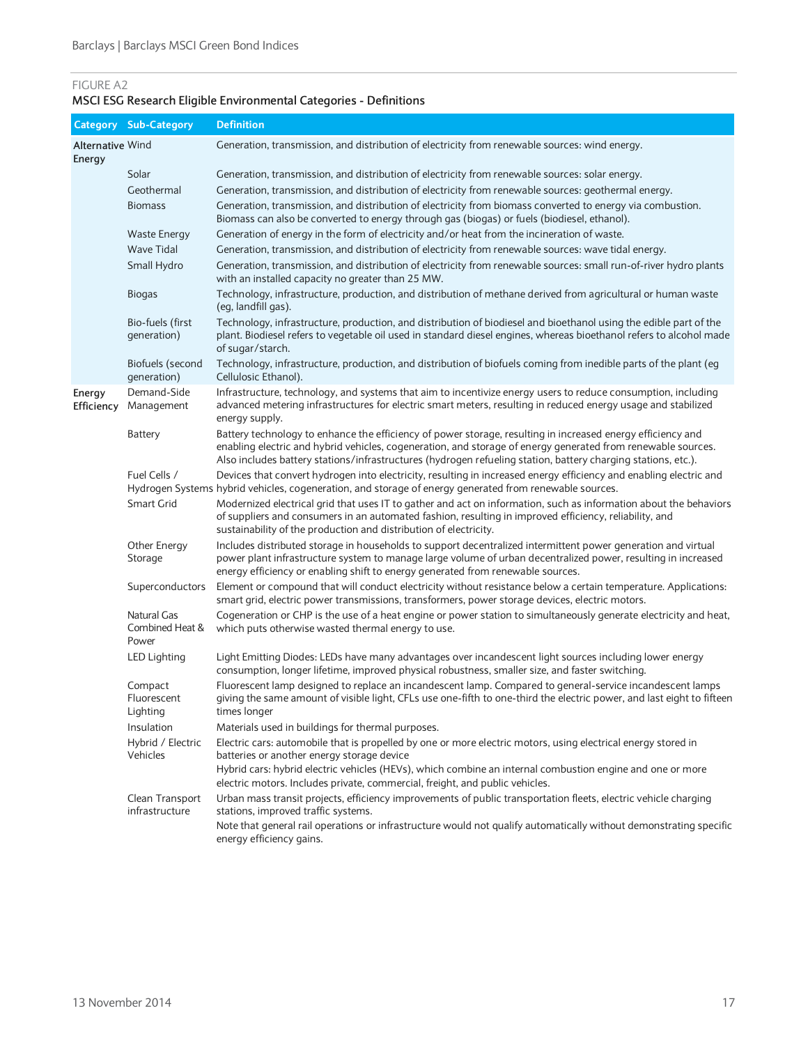FIGURE A2

**MSCI ESG Research Eligible Environmental Categories - Definitions**

| Category | Sub-Category | Definition |
|---|---|---|
| **Alternative Energy** | Wind | Generation, transmission, and distribution of electricity from renewable sources: wind energy. |
| | Solar | Generation, transmission, and distribution of electricity from renewable sources: solar energy. |
| | Geothermal | Generation, transmission, and distribution of electricity from renewable sources: geothermal energy. |
| | Biomass | Generation, transmission, and distribution of electricity from biomass converted to energy via combustion. Biomass can also be converted to energy through gas (biogas) or fuels (biodiesel, ethanol). |
| | Waste Energy | Generation of energy in the form of electricity and/or heat from the incineration of waste. |
| | Wave Tidal | Generation, transmission, and distribution of electricity from renewable sources: wave tidal energy. |
| | Small Hydro | Generation, transmission, and distribution of electricity from renewable sources: small run-of-river hydro plants with an installed capacity no greater than 25 MW. |
| | Biogas | Technology, infrastructure, production, and distribution of methane derived from agricultural or human waste (eg, landfill gas). |
| | Bio-fuels (first generation) | Technology, infrastructure, production, and distribution of biodiesel and bioethanol using the edible part of the plant. Biodiesel refers to vegetable oil used in standard diesel engines, whereas bioethanol refers to alcohol made of sugar/starch. |
| | Biofuels (second generation) | Technology, infrastructure, production, and distribution of biofuels coming from inedible parts of the plant (eg Cellulosic Ethanol). |
| **Energy Efficiency** | Demand-Side Management | Infrastructure, technology, and systems that aim to incentivize energy users to reduce consumption, including advanced metering infrastructures for electric smart meters, resulting in reduced energy usage and stabilized energy supply. |
| | Battery | Battery technology to enhance the efficiency of power storage, resulting in increased energy efficiency and enabling electric and hybrid vehicles, cogeneration, and storage of energy generated from renewable sources. Also includes battery stations/infrastructures (hydrogen refueling station, battery charging stations, etc.). |
| | Fuel Cells / Hydrogen Systems | Devices that convert hydrogen into electricity, resulting in increased energy efficiency and enabling electric and hybrid vehicles, cogeneration, and storage of energy generated from renewable sources. |
| | Smart Grid | Modernized electrical grid that uses IT to gather and act on information, such as information about the behaviors of suppliers and consumers in an automated fashion, resulting in improved efficiency, reliability, and sustainability of the production and distribution of electricity. |
| | Other Energy Storage | Includes distributed storage in households to support decentralized intermittent power generation and virtual power plant infrastructure system to manage large volume of urban decentralized power, resulting in increased energy efficiency or enabling shift to energy generated from renewable sources. |
| | Superconductors | Element or compound that will conduct electricity without resistance below a certain temperature. Applications: smart grid, electric power transmissions, transformers, power storage devices, electric motors. |
| | Natural Gas Combined Heat & Power | Cogeneration or CHP is the use of a heat engine or power station to simultaneously generate electricity and heat, which puts otherwise wasted thermal energy to use. |
| | LED Lighting | Light Emitting Diodes: LEDs have many advantages over incandescent light sources including lower energy consumption, longer lifetime, improved physical robustness, smaller size, and faster switching. |
| | Compact Fluorescent Lighting | Fluorescent lamp designed to replace an incandescent lamp. Compared to general-service incandescent lamps giving the same amount of visible light, CFLs use one-fifth to one-third the electric power, and last eight to fifteen times longer |
| | Insulation | Materials used in buildings for thermal purposes. |
| | Hybrid / Electric Vehicles | Electric cars: automobile that is propelled by one or more electric motors, using electrical energy stored in batteries or another energy storage device<br>Hybrid cars: hybrid electric vehicles (HEVs), which combine an internal combustion engine and one or more electric motors. Includes private, commercial, freight, and public vehicles. |
| | Clean Transport infrastructure | Urban mass transit projects, efficiency improvements of public transportation fleets, electric vehicle charging stations, improved traffic systems.<br>Note that general rail operations or infrastructure would not qualify automatically without demonstrating specific energy efficiency gains. |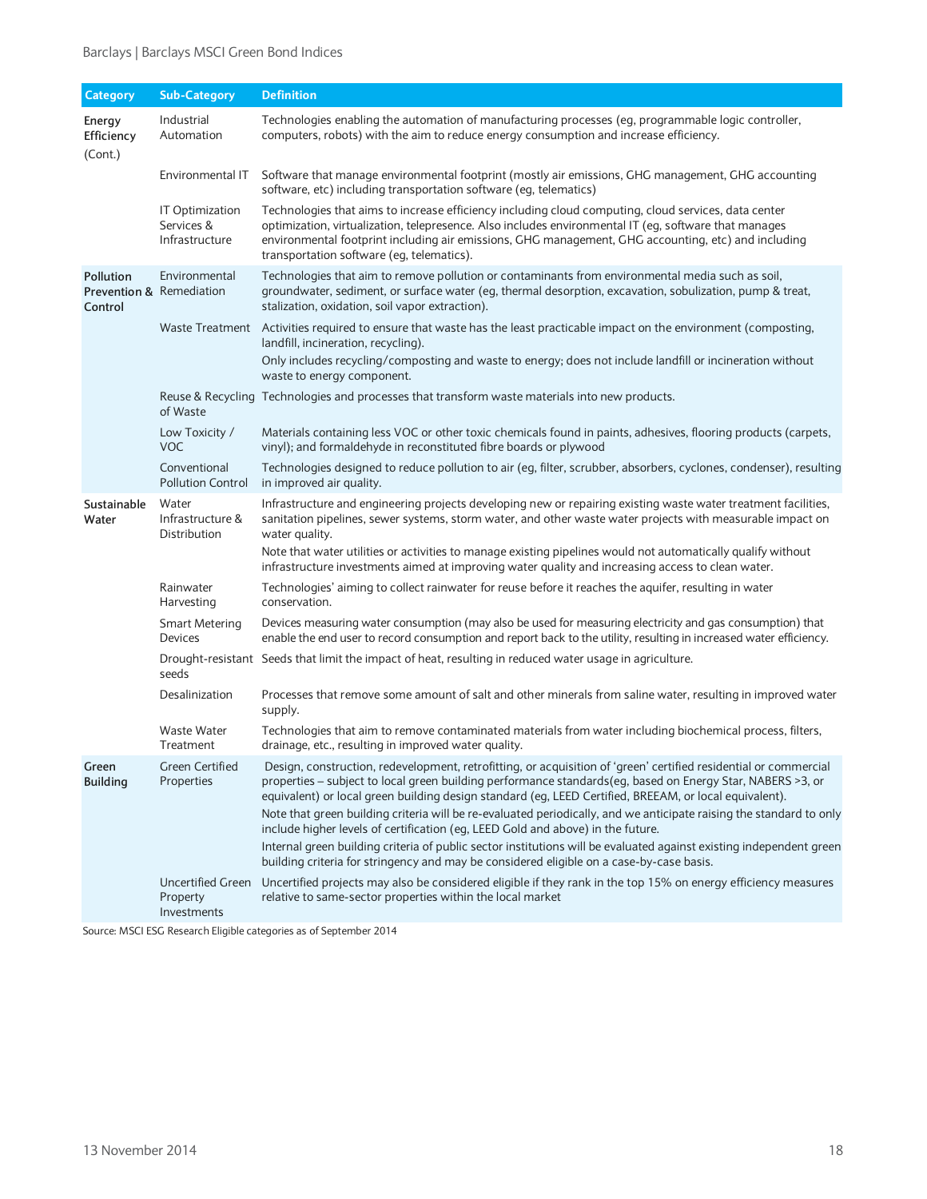| Category | Sub-Category | Definition |
|---|---|---|
| Energy Efficiency (Cont.) | Industrial Automation | Technologies enabling the automation of manufacturing processes (eg, programmable logic controller, computers, robots) with the aim to reduce energy consumption and increase efficiency. |
| | Environmental IT | Software that manage environmental footprint (mostly air emissions, GHG management, GHG accounting software, etc) including transportation software (eg, telematics) |
| | IT Optimization Services & Infrastructure | Technologies that aims to increase efficiency including cloud computing, cloud services, data center optimization, virtualization, telepresence. Also includes environmental IT (eg, software that manages environmental footprint including air emissions, GHG management, GHG accounting, etc) and including transportation software (eg, telematics). |
| Pollution Prevention & Control | Environmental Remediation | Technologies that aim to remove pollution or contaminants from environmental media such as soil, groundwater, sediment, or surface water (eg, thermal desorption, excavation, sobulization, pump & treat, stalization, oxidation, soil vapor extraction). |
| | Waste Treatment | Activities required to ensure that waste has the least practicable impact on the environment (composting, landfill, incineration, recycling). Only includes recycling/composting and waste to energy; does not include landfill or incineration without waste to energy component. |
| | Reuse & Recycling of Waste | Technologies and processes that transform waste materials into new products. |
| | Low Toxicity / VOC | Materials containing less VOC or other toxic chemicals found in paints, adhesives, flooring products (carpets, vinyl); and formaldehyde in reconstituted fibre boards or plywood |
| | Conventional Pollution Control | Technologies designed to reduce pollution to air (eg, filter, scrubber, absorbers, cyclones, condenser), resulting in improved air quality. |
| Sustainable Water | Water Infrastructure & Distribution | Infrastructure and engineering projects developing new or repairing existing waste water treatment facilities, sanitation pipelines, sewer systems, storm water, and other waste water projects with measurable impact on water quality. Note that water utilities or activities to manage existing pipelines would not automatically qualify without infrastructure investments aimed at improving water quality and increasing access to clean water. |
| | Rainwater Harvesting | Technologies' aiming to collect rainwater for reuse before it reaches the aquifer, resulting in water conservation. |
| | Smart Metering Devices | Devices measuring water consumption (may also be used for measuring electricity and gas consumption) that enable the end user to record consumption and report back to the utility, resulting in increased water efficiency. |
| | Drought-resistant seeds | Seeds that limit the impact of heat, resulting in reduced water usage in agriculture. |
| | Desalinization | Processes that remove some amount of salt and other minerals from saline water, resulting in improved water supply. |
| | Waste Water Treatment | Technologies that aim to remove contaminated materials from water including biochemical process, filters, drainage, etc., resulting in improved water quality. |
| Green Building | Green Certified Properties | Design, construction, redevelopment, retrofitting, or acquisition of 'green' certified residential or commercial properties – subject to local green building performance standards(eg, based on Energy Star, NABERS >3, or equivalent) or local green building design standard (eg, LEED Certified, BREEAM, or local equivalent). Note that green building criteria will be re-evaluated periodically, and we anticipate raising the standard to only include higher levels of certification (eg, LEED Gold and above) in the future. Internal green building criteria of public sector institutions will be evaluated against existing independent green building criteria for stringency and may be considered eligible on a case-by-case basis. |
| | Uncertified Green Property Investments | Uncertified projects may also be considered eligible if they rank in the top 15% on energy efficiency measures relative to same-sector properties within the local market |

Source: MSCI ESG Research Eligible categories as of September 2014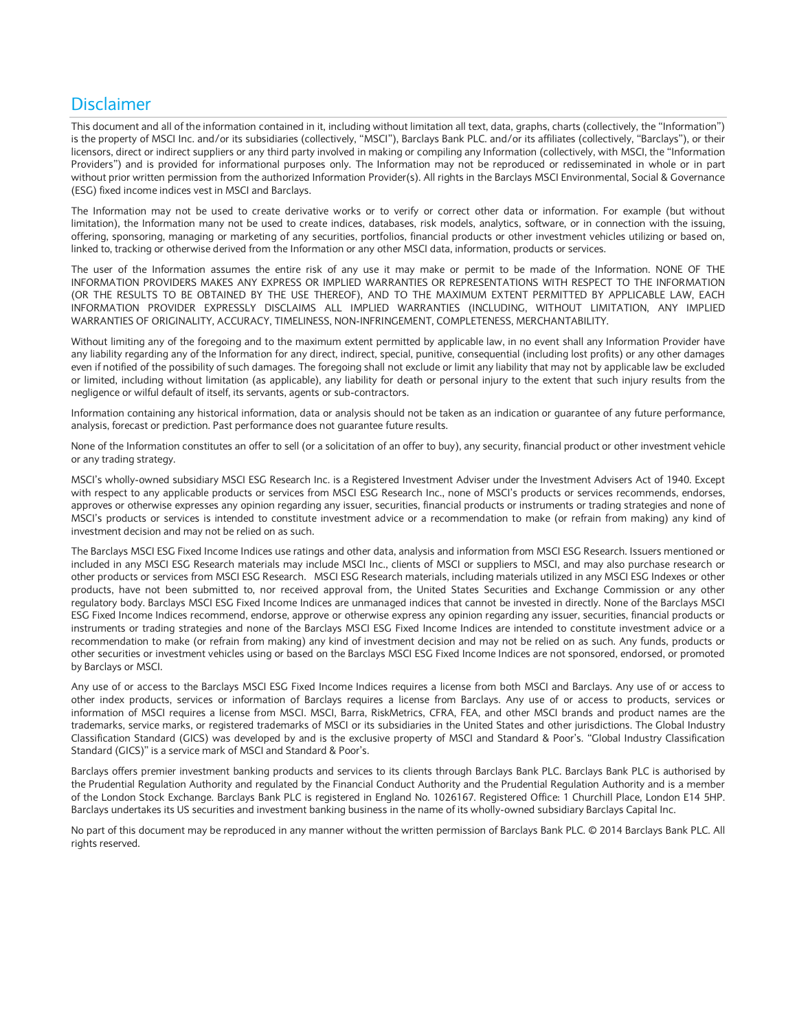# Disclaimer

This document and all of the information contained in it, including without limitation all text, data, graphs, charts (collectively, the "Information") is the property of MSCI Inc. and/or its subsidiaries (collectively, "MSCI"), Barclays Bank PLC. and/or its affiliates (collectively, "Barclays"), or their licensors, direct or indirect suppliers or any third party involved in making or compiling any Information (collectively, with MSCI, the "Information Providers") and is provided for informational purposes only. The Information may not be reproduced or redisseminated in whole or in part without prior written permission from the authorized Information Provider(s). All rights in the Barclays MSCI Environmental, Social & Governance (ESG) fixed income indices vest in MSCI and Barclays.

The Information may not be used to create derivative works or to verify or correct other data or information. For example (but without limitation), the Information many not be used to create indices, databases, risk models, analytics, software, or in connection with the issuing, offering, sponsoring, managing or marketing of any securities, portfolios, financial products or other investment vehicles utilizing or based on, linked to, tracking or otherwise derived from the Information or any other MSCI data, information, products or services.

The user of the Information assumes the entire risk of any use it may make or permit to be made of the Information. NONE OF THE INFORMATION PROVIDERS MAKES ANY EXPRESS OR IMPLIED WARRANTIES OR REPRESENTATIONS WITH RESPECT TO THE INFORMATION (OR THE RESULTS TO BE OBTAINED BY THE USE THEREOF), AND TO THE MAXIMUM EXTENT PERMITTED BY APPLICABLE LAW, EACH INFORMATION PROVIDER EXPRESSLY DISCLAIMS ALL IMPLIED WARRANTIES (INCLUDING, WITHOUT LIMITATION, ANY IMPLIED WARRANTIES OF ORIGINALITY, ACCURACY, TIMELINESS, NON-INFRINGEMENT, COMPLETENESS, MERCHANTABILITY.

Without limiting any of the foregoing and to the maximum extent permitted by applicable law, in no event shall any Information Provider have any liability regarding any of the Information for any direct, indirect, special, punitive, consequential (including lost profits) or any other damages even if notified of the possibility of such damages. The foregoing shall not exclude or limit any liability that may not by applicable law be excluded or limited, including without limitation (as applicable), any liability for death or personal injury to the extent that such injury results from the negligence or wilful default of itself, its servants, agents or sub-contractors.

Information containing any historical information, data or analysis should not be taken as an indication or guarantee of any future performance, analysis, forecast or prediction. Past performance does not guarantee future results.

None of the Information constitutes an offer to sell (or a solicitation of an offer to buy), any security, financial product or other investment vehicle or any trading strategy.

MSCI's wholly-owned subsidiary MSCI ESG Research Inc. is a Registered Investment Adviser under the Investment Advisers Act of 1940. Except with respect to any applicable products or services from MSCI ESG Research Inc., none of MSCI's products or services recommends, endorses, approves or otherwise expresses any opinion regarding any issuer, securities, financial products or instruments or trading strategies and none of MSCI's products or services is intended to constitute investment advice or a recommendation to make (or refrain from making) any kind of investment decision and may not be relied on as such.

The Barclays MSCI ESG Fixed Income Indices use ratings and other data, analysis and information from MSCI ESG Research. Issuers mentioned or included in any MSCI ESG Research materials may include MSCI Inc., clients of MSCI or suppliers to MSCI, and may also purchase research or other products or services from MSCI ESG Research. MSCI ESG Research materials, including materials utilized in any MSCI ESG Indexes or other products, have not been submitted to, nor received approval from, the United States Securities and Exchange Commission or any other regulatory body. Barclays MSCI ESG Fixed Income Indices are unmanaged indices that cannot be invested in directly. None of the Barclays MSCI ESG Fixed Income Indices recommend, endorse, approve or otherwise express any opinion regarding any issuer, securities, financial products or instruments or trading strategies and none of the Barclays MSCI ESG Fixed Income Indices are intended to constitute investment advice or a recommendation to make (or refrain from making) any kind of investment decision and may not be relied on as such. Any funds, products or other securities or investment vehicles using or based on the Barclays MSCI ESG Fixed Income Indices are not sponsored, endorsed, or promoted by Barclays or MSCI.

Any use of or access to the Barclays MSCI ESG Fixed Income Indices requires a license from both MSCI and Barclays. Any use of or access to other index products, services or information of Barclays requires a license from Barclays. Any use of or access to products, services or information of MSCI requires a license from MSCI. MSCI, Barra, RiskMetrics, CFRA, FEA, and other MSCI brands and product names are the trademarks, service marks, or registered trademarks of MSCI or its subsidiaries in the United States and other jurisdictions. The Global Industry Classification Standard (GICS) was developed by and is the exclusive property of MSCI and Standard & Poor's. "Global Industry Classification Standard (GICS)" is a service mark of MSCI and Standard & Poor's.

Barclays offers premier investment banking products and services to its clients through Barclays Bank PLC. Barclays Bank PLC is authorised by the Prudential Regulation Authority and regulated by the Financial Conduct Authority and the Prudential Regulation Authority and is a member of the London Stock Exchange. Barclays Bank PLC is registered in England No. 1026167. Registered Office: 1 Churchill Place, London E14 5HP. Barclays undertakes its US securities and investment banking business in the name of its wholly-owned subsidiary Barclays Capital Inc.

No part of this document may be reproduced in any manner without the written permission of Barclays Bank PLC. © 2014 Barclays Bank PLC. All rights reserved.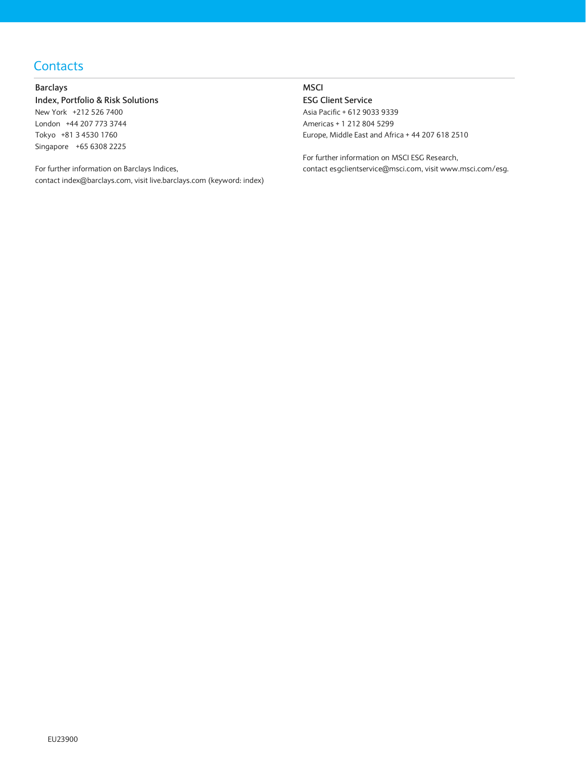## Contacts

**Barclays**
**Index, Portfolio & Risk Solutions**
New York +212 526 7400
London +44 207 773 3744
Tokyo +81 3 4530 1760
Singapore +65 6308 2225

For further information on Barclays Indices,
contact index@barclays.com, visit live.barclays.com (keyword: index)

**MSCI**
**ESG Client Service**
Asia Pacific + 612 9033 9339
Americas + 1 212 804 5299
Europe, Middle East and Africa + 44 207 618 2510

For further information on MSCI ESG Research,
contact esgclientservice@msci.com, visit www.msci.com/esg.

EU23900